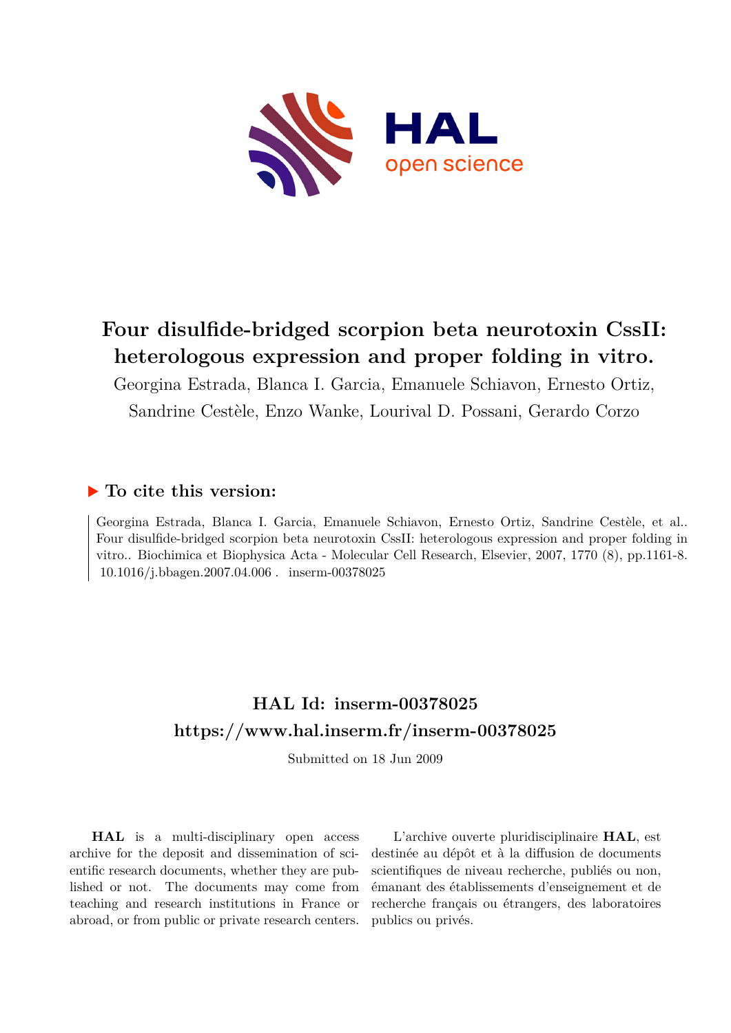# Four disulfide-bridged scorpion beta neurotoxin CssII: heterologous expression and proper folding in vitro.

Georgina Estrada, Blanca I. Garcia, Emanuele Schiavon, Ernesto Ortiz, Sandrine Cestèle, Enzo Wanke, Lourival D. Possani, Gerardo Corzo

## ▶ To cite this version:

Georgina Estrada, Blanca I. Garcia, Emanuele Schiavon, Ernesto Ortiz, Sandrine Cestèle, et al.. Four disulfide-bridged scorpion beta neurotoxin CssII: heterologous expression and proper folding in vitro.. Biochimica et Biophysica Acta - Molecular Cell Research, Elsevier, 2007, 1770 (8), pp.1161-8. 10.1016/j.bbagen.2007.04.006 . inserm-00378025

## HAL Id: inserm-00378025
## https://www.hal.inserm.fr/inserm-00378025

Submitted on 18 Jun 2009

**HAL** is a multi-disciplinary open access archive for the deposit and dissemination of scientific research documents, whether they are published or not. The documents may come from teaching and research institutions in France or abroad, or from public or private research centers.

L'archive ouverte pluridisciplinaire **HAL**, est destinée au dépôt et à la diffusion de documents scientifiques de niveau recherche, publiés ou non, émanant des établissements d'enseignement et de recherche français ou étrangers, des laboratoires publics ou privés.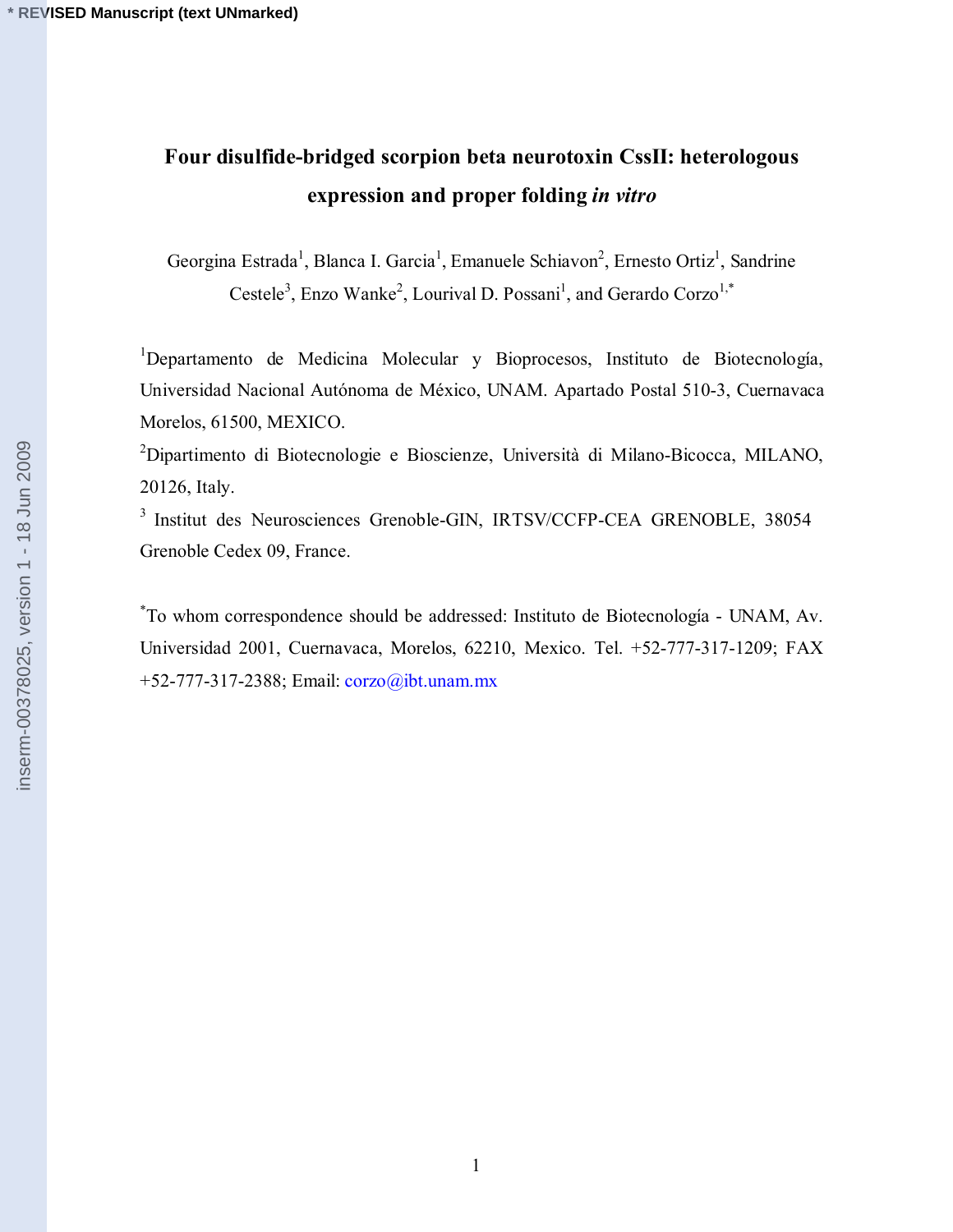# Four disulfide-bridged scorpion beta neurotoxin CssII: heterologous expression and proper folding *in vitro*

Georgina Estrada[1], Blanca I. Garcia[1], Emanuele Schiavon[2], Ernesto Ortiz[1], Sandrine Cestele[3], Enzo Wanke[2], Lourival D. Possani[1], and Gerardo Corzo[1,*]

[1]Departamento de Medicina Molecular y Bioprocesos, Instituto de Biotecnología, Universidad Nacional Autónoma de México, UNAM. Apartado Postal 510-3, Cuernavaca Morelos, 61500, MEXICO.

[2]Dipartimento di Biotecnologie e Bioscienze, Università di Milano-Bicocca, MILANO, 20126, Italy.

[3] Institut des Neurosciences Grenoble-GIN, IRTSV/CCFP-CEA GRENOBLE, 38054 Grenoble Cedex 09, France.

[*]To whom correspondence should be addressed: Instituto de Biotecnología - UNAM, Av. Universidad 2001, Cuernavaca, Morelos, 62210, Mexico. Tel. +52-777-317-1209; FAX +52-777-317-2388; Email: corzo@ibt.unam.mx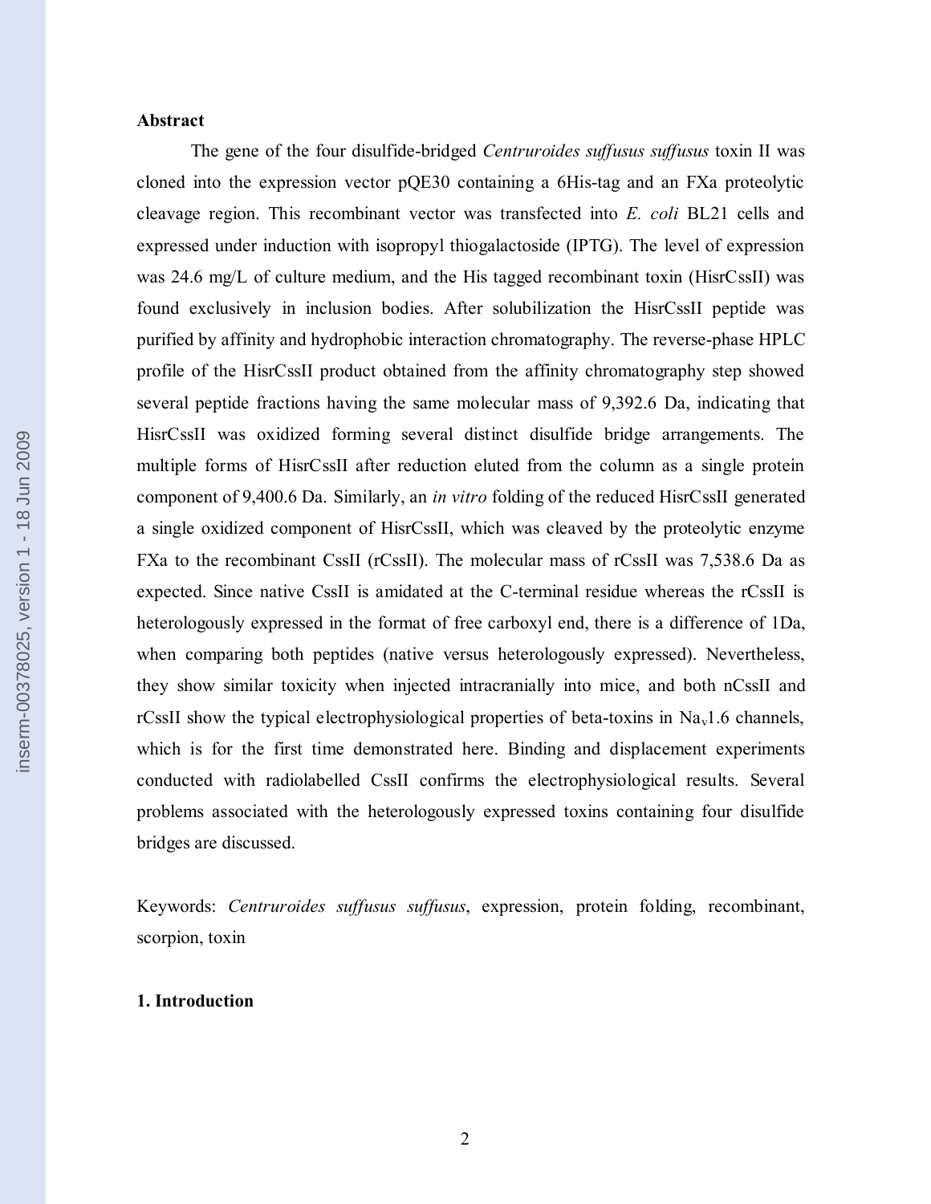## Abstract

The gene of the four disulfide-bridged *Centruroides suffusus suffusus* toxin II was cloned into the expression vector pQE30 containing a 6His-tag and an FXa proteolytic cleavage region. This recombinant vector was transfected into *E. coli* BL21 cells and expressed under induction with isopropyl thiogalactoside (IPTG). The level of expression was 24.6 mg/L of culture medium, and the His tagged recombinant toxin (HisrCssII) was found exclusively in inclusion bodies. After solubilization the HisrCssII peptide was purified by affinity and hydrophobic interaction chromatography. The reverse-phase HPLC profile of the HisrCssII product obtained from the affinity chromatography step showed several peptide fractions having the same molecular mass of 9,392.6 Da, indicating that HisrCssII was oxidized forming several distinct disulfide bridge arrangements. The multiple forms of HisrCssII after reduction eluted from the column as a single protein component of 9,400.6 Da. Similarly, an *in vitro* folding of the reduced HisrCssII generated a single oxidized component of HisrCssII, which was cleaved by the proteolytic enzyme FXa to the recombinant CssII (rCssII). The molecular mass of rCssII was 7,538.6 Da as expected. Since native CssII is amidated at the C-terminal residue whereas the rCssII is heterologously expressed in the format of free carboxyl end, there is a difference of 1Da, when comparing both peptides (native versus heterologously expressed). Nevertheless, they show similar toxicity when injected intracranially into mice, and both nCssII and rCssII show the typical electrophysiological properties of beta-toxins in $Na_v1.6$ channels, which is for the first time demonstrated here. Binding and displacement experiments conducted with radiolabelled CssII confirms the electrophysiological results. Several problems associated with the heterologously expressed toxins containing four disulfide bridges are discussed.

Keywords: *Centruroides suffusus suffusus*, expression, protein folding, recombinant, scorpion, toxin

## 1. Introduction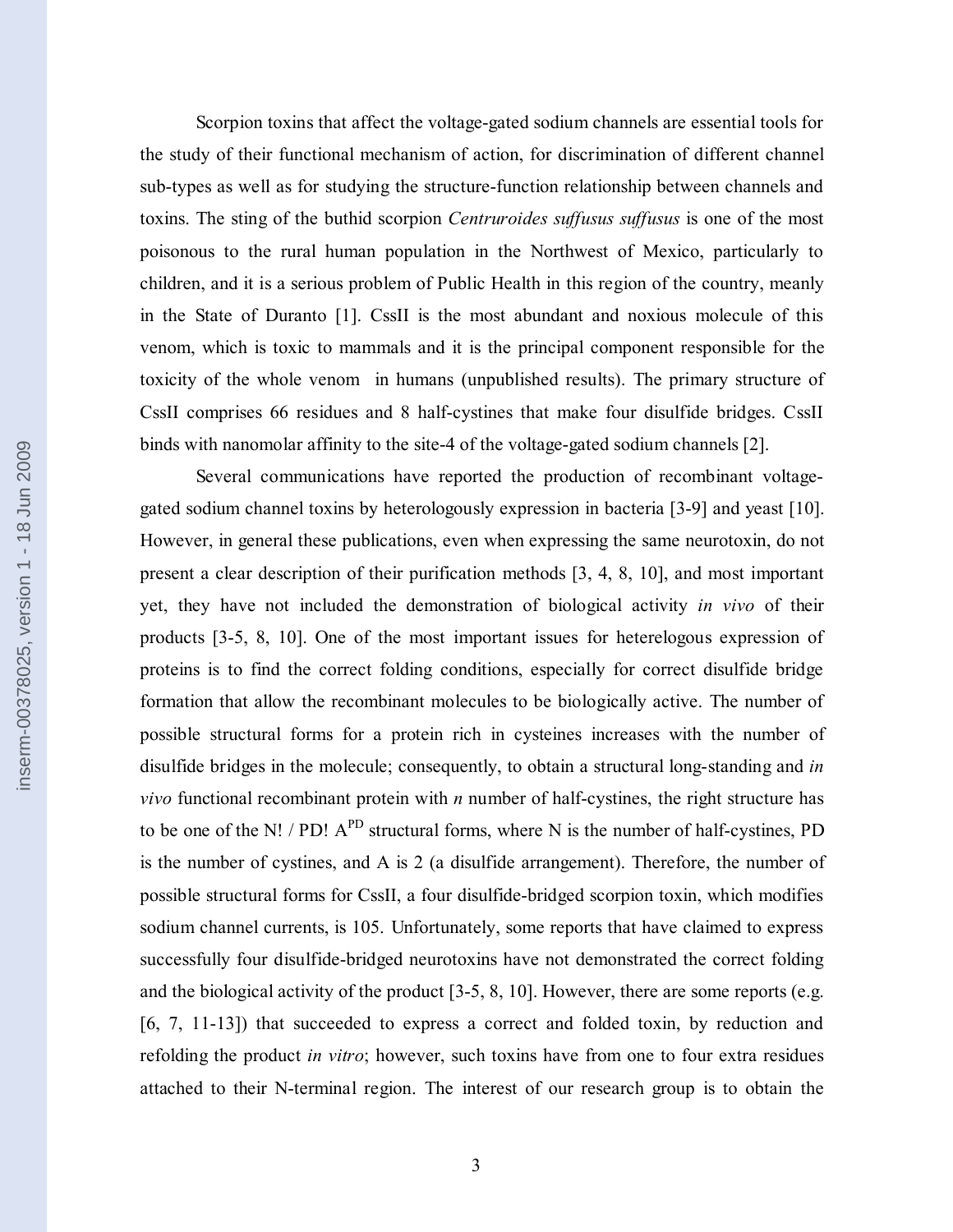Scorpion toxins that affect the voltage-gated sodium channels are essential tools for the study of their functional mechanism of action, for discrimination of different channel sub-types as well as for studying the structure-function relationship between channels and toxins. The sting of the buthid scorpion *Centruroides suffusus suffusus* is one of the most poisonous to the rural human population in the Northwest of Mexico, particularly to children, and it is a serious problem of Public Health in this region of the country, meanly in the State of Duranto [1]. CssII is the most abundant and noxious molecule of this venom, which is toxic to mammals and it is the principal component responsible for the toxicity of the whole venom in humans (unpublished results). The primary structure of CssII comprises 66 residues and 8 half-cystines that make four disulfide bridges. CssII binds with nanomolar affinity to the site-4 of the voltage-gated sodium channels [2].

Several communications have reported the production of recombinant voltage-gated sodium channel toxins by heterologously expression in bacteria [3-9] and yeast [10]. However, in general these publications, even when expressing the same neurotoxin, do not present a clear description of their purification methods [3, 4, 8, 10], and most important yet, they have not included the demonstration of biological activity *in vivo* of their products [3-5, 8, 10]. One of the most important issues for heterelogous expression of proteins is to find the correct folding conditions, especially for correct disulfide bridge formation that allow the recombinant molecules to be biologically active. The number of possible structural forms for a protein rich in cysteines increases with the number of disulfide bridges in the molecule; consequently, to obtain a structural long-standing and *in vivo* functional recombinant protein with *n* number of half-cystines, the right structure has to be one of the $N! / PD!\, A^{PD}$ structural forms, where N is the number of half-cystines, PD is the number of cystines, and A is 2 (a disulfide arrangement). Therefore, the number of possible structural forms for CssII, a four disulfide-bridged scorpion toxin, which modifies sodium channel currents, is 105. Unfortunately, some reports that have claimed to express successfully four disulfide-bridged neurotoxins have not demonstrated the correct folding and the biological activity of the product [3-5, 8, 10]. However, there are some reports (e.g. [6, 7, 11-13]) that succeeded to express a correct and folded toxin, by reduction and refolding the product *in vitro*; however, such toxins have from one to four extra residues attached to their N-terminal region. The interest of our research group is to obtain the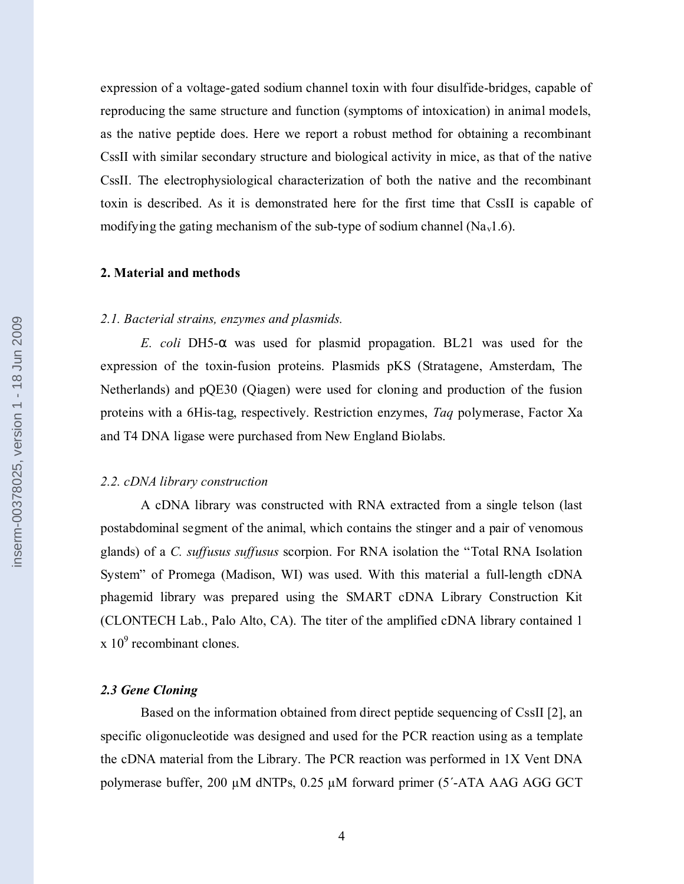expression of a voltage-gated sodium channel toxin with four disulfide-bridges, capable of reproducing the same structure and function (symptoms of intoxication) in animal models, as the native peptide does. Here we report a robust method for obtaining a recombinant CssII with similar secondary structure and biological activity in mice, as that of the native CssII. The electrophysiological characterization of both the native and the recombinant toxin is described. As it is demonstrated here for the first time that CssII is capable of modifying the gating mechanism of the sub-type of sodium channel ($Na_v1.6$).

## 2. Material and methods

### *2.1. Bacterial strains, enzymes and plasmids.*

*E. coli* DH5-α was used for plasmid propagation. BL21 was used for the expression of the toxin-fusion proteins. Plasmids pKS (Stratagene, Amsterdam, The Netherlands) and pQE30 (Qiagen) were used for cloning and production of the fusion proteins with a 6His-tag, respectively. Restriction enzymes, *Taq* polymerase, Factor Xa and T4 DNA ligase were purchased from New England Biolabs.

### *2.2. cDNA library construction*

A cDNA library was constructed with RNA extracted from a single telson (last postabdominal segment of the animal, which contains the stinger and a pair of venomous glands) of a *C. suffusus suffusus* scorpion. For RNA isolation the "Total RNA Isolation System" of Promega (Madison, WI) was used. With this material a full-length cDNA phagemid library was prepared using the SMART cDNA Library Construction Kit (CLONTECH Lab., Palo Alto, CA). The titer of the amplified cDNA library contained 1 x $10^9$ recombinant clones.

### ***2.3 Gene Cloning***

Based on the information obtained from direct peptide sequencing of CssII [2], an specific oligonucleotide was designed and used for the PCR reaction using as a template the cDNA material from the Library. The PCR reaction was performed in 1X Vent DNA polymerase buffer, 200 µM dNTPs, 0.25 µM forward primer (5´-ATA AAG AGG GCT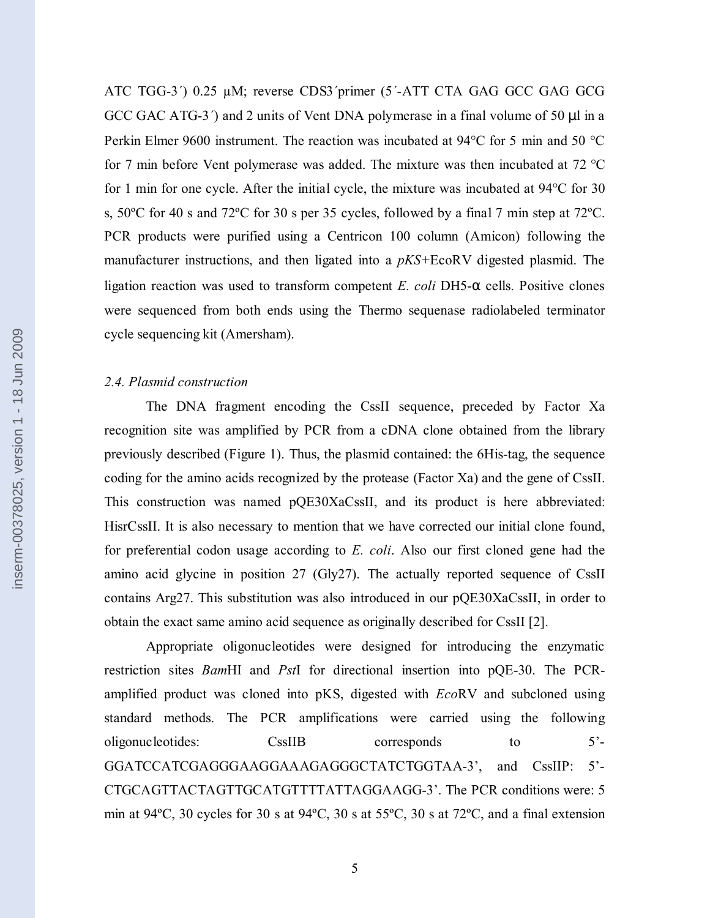ATC TGG-3´) 0.25 μM; reverse CDS3´primer (5´-ATT CTA GAG GCC GAG GCG GCC GAC ATG-3´) and 2 units of Vent DNA polymerase in a final volume of 50 μl in a Perkin Elmer 9600 instrument. The reaction was incubated at 94°C for 5 min and 50 °C for 7 min before Vent polymerase was added. The mixture was then incubated at 72 °C for 1 min for one cycle. After the initial cycle, the mixture was incubated at 94°C for 30 s, 50ºC for 40 s and 72ºC for 30 s per 35 cycles, followed by a final 7 min step at 72ºC. PCR products were purified using a Centricon 100 column (Amicon) following the manufacturer instructions, and then ligated into a *pKS*+EcoRV digested plasmid. The ligation reaction was used to transform competent *E. coli* DH5-α cells. Positive clones were sequenced from both ends using the Thermo sequenase radiolabeled terminator cycle sequencing kit (Amersham).

*2.4. Plasmid construction*

The DNA fragment encoding the CssII sequence, preceded by Factor Xa recognition site was amplified by PCR from a cDNA clone obtained from the library previously described (Figure 1). Thus, the plasmid contained: the 6His-tag, the sequence coding for the amino acids recognized by the protease (Factor Xa) and the gene of CssII. This construction was named pQE30XaCssII, and its product is here abbreviated: HisrCssII. It is also necessary to mention that we have corrected our initial clone found, for preferential codon usage according to *E. coli*. Also our first cloned gene had the amino acid glycine in position 27 (Gly27). The actually reported sequence of CssII contains Arg27. This substitution was also introduced in our pQE30XaCssII, in order to obtain the exact same amino acid sequence as originally described for CssII [2].

Appropriate oligonucleotides were designed for introducing the enzymatic restriction sites *Bam*HI and *Pst*I for directional insertion into pQE-30. The PCR-amplified product was cloned into pKS, digested with *Eco*RV and subcloned using standard methods. The PCR amplifications were carried using the following oligonucleotides: CssIIB corresponds to 5’-GGATCCATCGAGGGAAGGAAAGAGGGCTATCTGGTAA-3’, and CssIIP: 5’-CTGCAGTTACTAGTTGCATGTTTTATTAGGAAGG-3’. The PCR conditions were: 5 min at 94ºC, 30 cycles for 30 s at 94ºC, 30 s at 55ºC, 30 s at 72ºC, and a final extension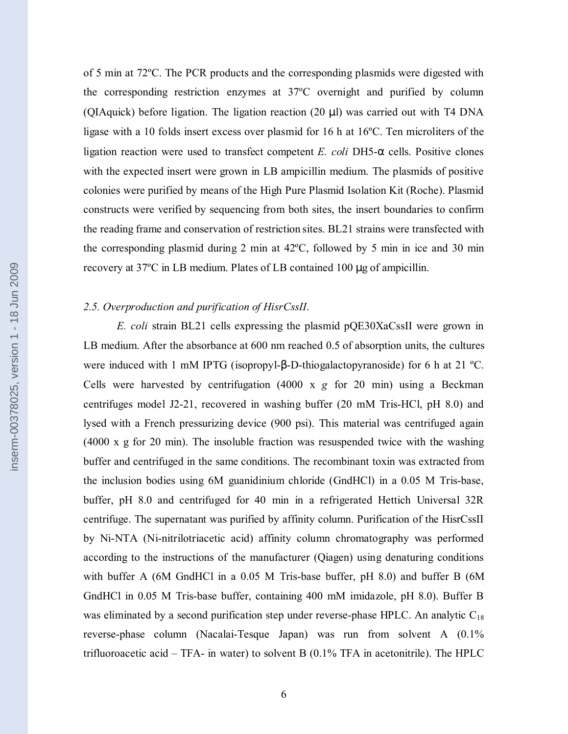of 5 min at 72ºC. The PCR products and the corresponding plasmids were digested with the corresponding restriction enzymes at 37ºC overnight and purified by column (QIAquick) before ligation. The ligation reaction (20 μl) was carried out with T4 DNA ligase with a 10 folds insert excess over plasmid for 16 h at 16ºC. Ten microliters of the ligation reaction were used to transfect competent *E. coli* DH5-α cells. Positive clones with the expected insert were grown in LB ampicillin medium. The plasmids of positive colonies were purified by means of the High Pure Plasmid Isolation Kit (Roche). Plasmid constructs were verified by sequencing from both sites, the insert boundaries to confirm the reading frame and conservation of restriction sites. BL21 strains were transfected with the corresponding plasmid during 2 min at 42ºC, followed by 5 min in ice and 30 min recovery at 37ºC in LB medium. Plates of LB contained 100 μg of ampicillin.

### *2.5. Overproduction and purification of HisrCssII.*

*E. coli* strain BL21 cells expressing the plasmid pQE30XaCssII were grown in LB medium. After the absorbance at 600 nm reached 0.5 of absorption units, the cultures were induced with 1 mM IPTG (isopropyl-β-D-thiogalactopyranoside) for 6 h at 21 ºC. Cells were harvested by centrifugation (4000 x *g* for 20 min) using a Beckman centrifuges model J2-21, recovered in washing buffer (20 mM Tris-HCl, pH 8.0) and lysed with a French pressurizing device (900 psi). This material was centrifuged again (4000 x g for 20 min). The insoluble fraction was resuspended twice with the washing buffer and centrifuged in the same conditions. The recombinant toxin was extracted from the inclusion bodies using 6M guanidinium chloride (GndHCl) in a 0.05 M Tris-base, buffer, pH 8.0 and centrifuged for 40 min in a refrigerated Hettich Universal 32R centrifuge. The supernatant was purified by affinity column. Purification of the HisrCssII by Ni-NTA (Ni-nitrilotriacetic acid) affinity column chromatography was performed according to the instructions of the manufacturer (Qiagen) using denaturing conditions with buffer A (6M GndHCl in a 0.05 M Tris-base buffer, pH 8.0) and buffer B (6M GndHCl in 0.05 M Tris-base buffer, containing 400 mM imidazole, pH 8.0). Buffer B was eliminated by a second purification step under reverse-phase HPLC. An analytic $C_{18}$ reverse-phase column (Nacalai-Tesque Japan) was run from solvent A (0.1% trifluoroacetic acid – TFA- in water) to solvent B (0.1% TFA in acetonitrile). The HPLC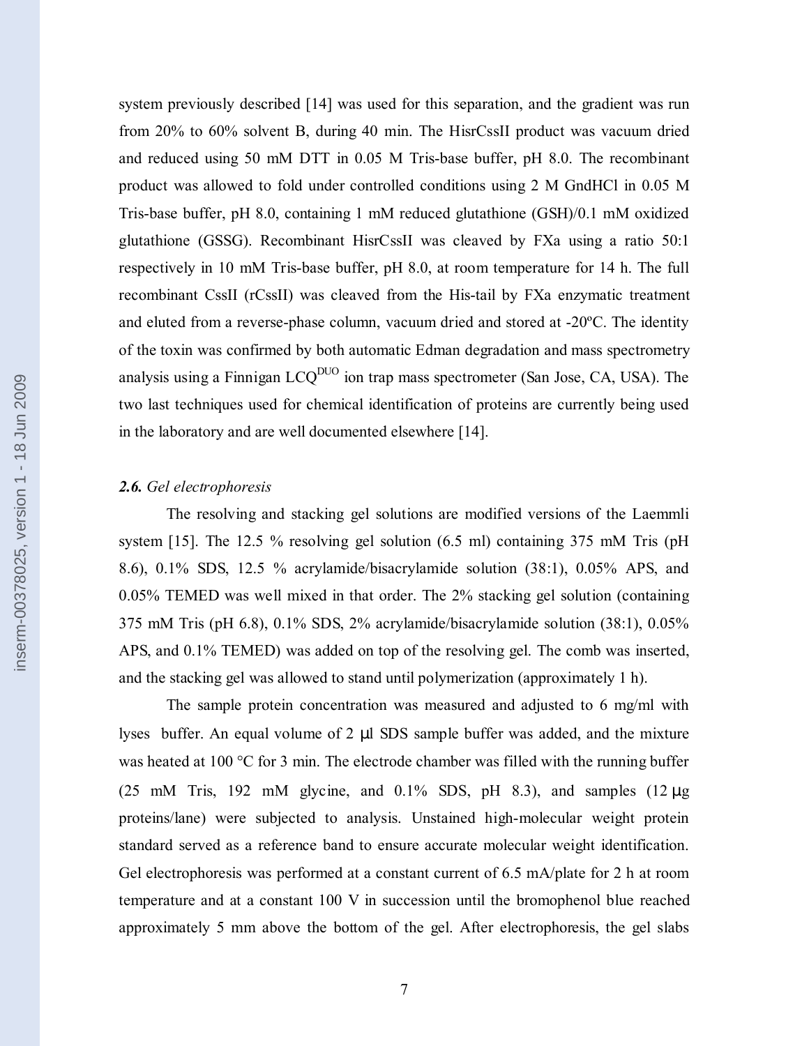system previously described [14] was used for this separation, and the gradient was run from 20% to 60% solvent B, during 40 min. The HisrCssII product was vacuum dried and reduced using 50 mM DTT in 0.05 M Tris-base buffer, pH 8.0. The recombinant product was allowed to fold under controlled conditions using 2 M GndHCl in 0.05 M Tris-base buffer, pH 8.0, containing 1 mM reduced glutathione (GSH)/0.1 mM oxidized glutathione (GSSG). Recombinant HisrCssII was cleaved by FXa using a ratio 50:1 respectively in 10 mM Tris-base buffer, pH 8.0, at room temperature for 14 h. The full recombinant CssII (rCssII) was cleaved from the His-tail by FXa enzymatic treatment and eluted from a reverse-phase column, vacuum dried and stored at -20ºC. The identity of the toxin was confirmed by both automatic Edman degradation and mass spectrometry analysis using a Finnigan LCQ$^{DUO}$ ion trap mass spectrometer (San Jose, CA, USA). The two last techniques used for chemical identification of proteins are currently being used in the laboratory and are well documented elsewhere [14].

### *2.6. Gel electrophoresis*

The resolving and stacking gel solutions are modified versions of the Laemmli system [15]. The 12.5 % resolving gel solution (6.5 ml) containing 375 mM Tris (pH 8.6), 0.1% SDS, 12.5 % acrylamide/bisacrylamide solution (38:1), 0.05% APS, and 0.05% TEMED was well mixed in that order. The 2% stacking gel solution (containing 375 mM Tris (pH 6.8), 0.1% SDS, 2% acrylamide/bisacrylamide solution (38:1), 0.05% APS, and 0.1% TEMED) was added on top of the resolving gel. The comb was inserted, and the stacking gel was allowed to stand until polymerization (approximately 1 h).

The sample protein concentration was measured and adjusted to 6 mg/ml with lyses buffer. An equal volume of 2 µl SDS sample buffer was added, and the mixture was heated at 100 °C for 3 min. The electrode chamber was filled with the running buffer (25 mM Tris, 192 mM glycine, and 0.1% SDS, pH 8.3), and samples (12 µg proteins/lane) were subjected to analysis. Unstained high-molecular weight protein standard served as a reference band to ensure accurate molecular weight identification. Gel electrophoresis was performed at a constant current of 6.5 mA/plate for 2 h at room temperature and at a constant 100 V in succession until the bromophenol blue reached approximately 5 mm above the bottom of the gel. After electrophoresis, the gel slabs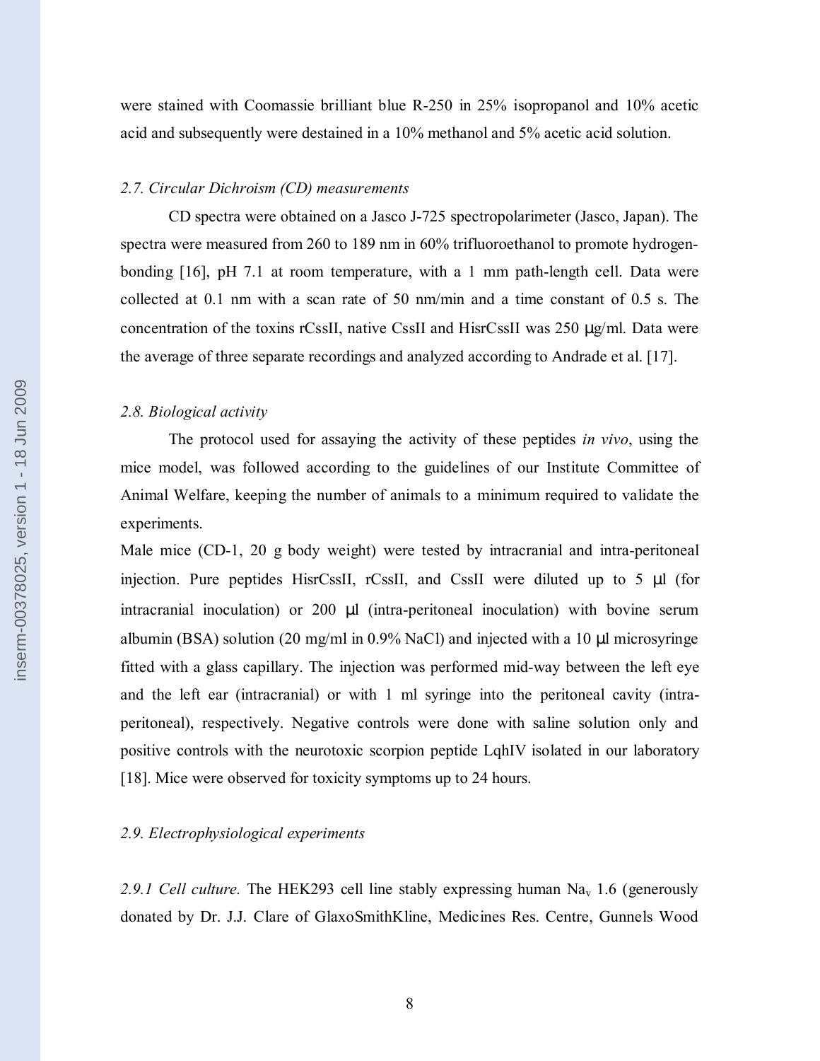were stained with Coomassie brilliant blue R-250 in 25% isopropanol and 10% acetic acid and subsequently were destained in a 10% methanol and 5% acetic acid solution.

### *2.7. Circular Dichroism (CD) measurements*

CD spectra were obtained on a Jasco J-725 spectropolarimeter (Jasco, Japan). The spectra were measured from 260 to 189 nm in 60% trifluoroethanol to promote hydrogen-bonding [16], pH 7.1 at room temperature, with a 1 mm path-length cell. Data were collected at 0.1 nm with a scan rate of 50 nm/min and a time constant of 0.5 s. The concentration of the toxins rCssII, native CssII and HisrCssII was 250 μg/ml. Data were the average of three separate recordings and analyzed according to Andrade et al. [17].

### *2.8. Biological activity*

The protocol used for assaying the activity of these peptides *in vivo*, using the mice model, was followed according to the guidelines of our Institute Committee of Animal Welfare, keeping the number of animals to a minimum required to validate the experiments.

Male mice (CD-1, 20 g body weight) were tested by intracranial and intra-peritoneal injection. Pure peptides HisrCssII, rCssII, and CssII were diluted up to 5 μl (for intracranial inoculation) or 200 μl (intra-peritoneal inoculation) with bovine serum albumin (BSA) solution (20 mg/ml in 0.9% NaCl) and injected with a 10 μl microsyringe fitted with a glass capillary. The injection was performed mid-way between the left eye and the left ear (intracranial) or with 1 ml syringe into the peritoneal cavity (intra-peritoneal), respectively. Negative controls were done with saline solution only and positive controls with the neurotoxic scorpion peptide LqhIV isolated in our laboratory [18]. Mice were observed for toxicity symptoms up to 24 hours.

### *2.9. Electrophysiological experiments*

*2.9.1 Cell culture.* The HEK293 cell line stably expressing human $Na_v$ 1.6 (generously donated by Dr. J.J. Clare of GlaxoSmithKline, Medicines Res. Centre, Gunnels Wood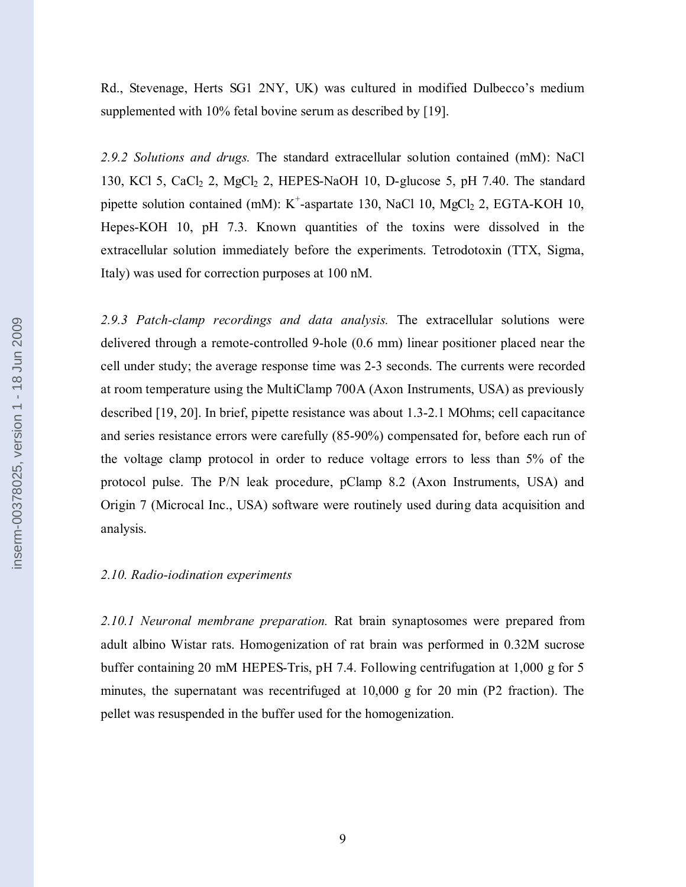Rd., Stevenage, Herts SG1 2NY, UK) was cultured in modified Dulbecco's medium supplemented with 10% fetal bovine serum as described by [19].

*2.9.2 Solutions and drugs.* The standard extracellular solution contained (mM): NaCl 130, KCl 5, $CaCl_2$ 2, $MgCl_2$ 2, HEPES-NaOH 10, D-glucose 5, pH 7.40. The standard pipette solution contained (mM): $K^+$-aspartate 130, NaCl 10, $MgCl_2$ 2, EGTA-KOH 10, Hepes-KOH 10, pH 7.3. Known quantities of the toxins were dissolved in the extracellular solution immediately before the experiments. Tetrodotoxin (TTX, Sigma, Italy) was used for correction purposes at 100 nM.

*2.9.3 Patch-clamp recordings and data analysis.* The extracellular solutions were delivered through a remote-controlled 9-hole (0.6 mm) linear positioner placed near the cell under study; the average response time was 2-3 seconds. The currents were recorded at room temperature using the MultiClamp 700A (Axon Instruments, USA) as previously described [19, 20]. In brief, pipette resistance was about 1.3-2.1 MOhms; cell capacitance and series resistance errors were carefully (85-90%) compensated for, before each run of the voltage clamp protocol in order to reduce voltage errors to less than 5% of the protocol pulse. The P/N leak procedure, pClamp 8.2 (Axon Instruments, USA) and Origin 7 (Microcal Inc., USA) software were routinely used during data acquisition and analysis.

*2.10. Radio-iodination experiments*

*2.10.1 Neuronal membrane preparation.* Rat brain synaptosomes were prepared from adult albino Wistar rats. Homogenization of rat brain was performed in 0.32M sucrose buffer containing 20 mM HEPES-Tris, pH 7.4. Following centrifugation at 1,000 g for 5 minutes, the supernatant was recentrifuged at 10,000 g for 20 min (P2 fraction). The pellet was resuspended in the buffer used for the homogenization.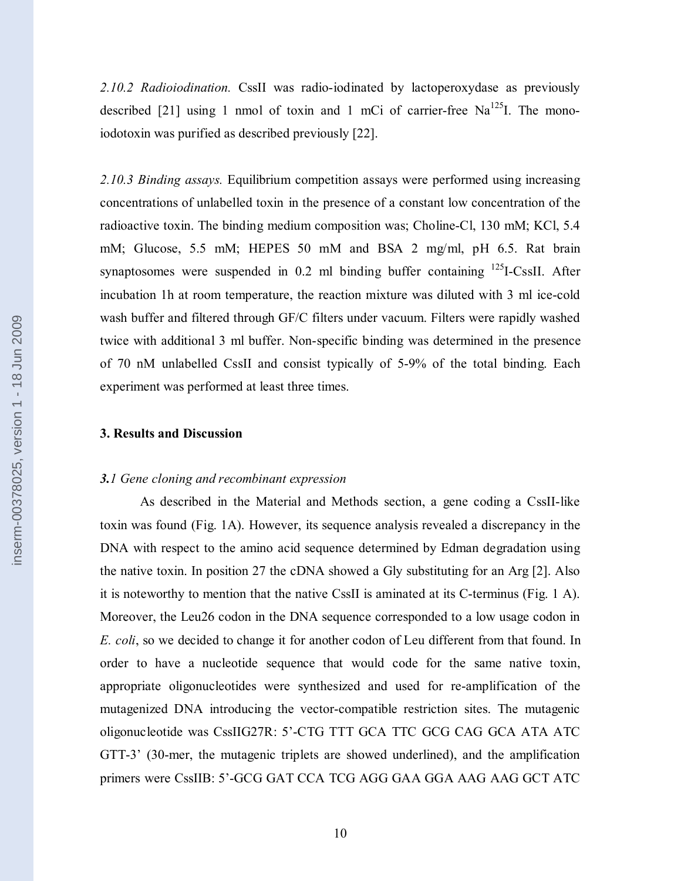*2.10.2 Radioiodination.* CssII was radio-iodinated by lactoperoxydase as previously described [21] using 1 nmol of toxin and 1 mCi of carrier-free $Na^{125}I$. The mono-iodotoxin was purified as described previously [22].

*2.10.3 Binding assays.* Equilibrium competition assays were performed using increasing concentrations of unlabelled toxin in the presence of a constant low concentration of the radioactive toxin. The binding medium composition was; Choline-Cl, 130 mM; KCl, 5.4 mM; Glucose, 5.5 mM; HEPES 50 mM and BSA 2 mg/ml, pH 6.5. Rat brain synaptosomes were suspended in 0.2 ml binding buffer containing $^{125}I$-CssII. After incubation 1h at room temperature, the reaction mixture was diluted with 3 ml ice-cold wash buffer and filtered through GF/C filters under vacuum. Filters were rapidly washed twice with additional 3 ml buffer. Non-specific binding was determined in the presence of 70 nM unlabelled CssII and consist typically of 5-9% of the total binding. Each experiment was performed at least three times.

## 3. Results and Discussion

### *3.1 Gene cloning and recombinant expression*

As described in the Material and Methods section, a gene coding a CssII-like toxin was found (Fig. 1A). However, its sequence analysis revealed a discrepancy in the DNA with respect to the amino acid sequence determined by Edman degradation using the native toxin. In position 27 the cDNA showed a Gly substituting for an Arg [2]. Also it is noteworthy to mention that the native CssII is aminated at its C-terminus (Fig. 1 A). Moreover, the Leu26 codon in the DNA sequence corresponded to a low usage codon in *E. coli*, so we decided to change it for another codon of Leu different from that found. In order to have a nucleotide sequence that would code for the same native toxin, appropriate oligonucleotides were synthesized and used for re-amplification of the mutagenized DNA introducing the vector-compatible restriction sites. The mutagenic oligonucleotide was CssIIG27R: 5'-CTG TTT GCA TTC GCG CAG GCA ATA ATC GTT-3' (30-mer, the mutagenic triplets are showed underlined), and the amplification primers were CssIIB: 5'-GCG GAT CCA TCG AGG GAA GGA AAG AAG GCT ATC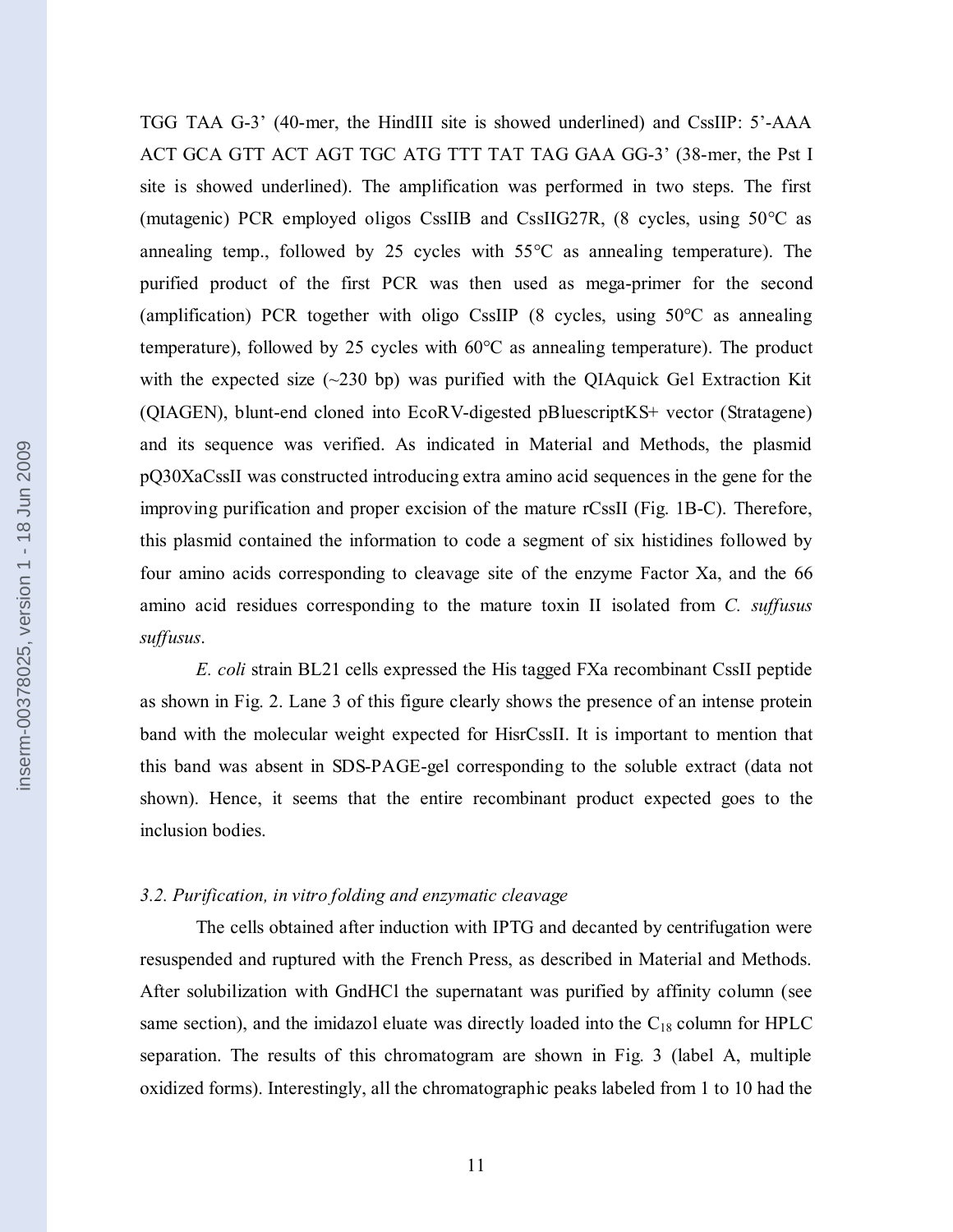TGG TAA G-3' (40-mer, the HindIII site is showed underlined) and CssIIP: 5'-AAA ACT GCA GTT ACT AGT TGC ATG TTT TAT TAG GAA GG-3' (38-mer, the Pst I site is showed underlined). The amplification was performed in two steps. The first (mutagenic) PCR employed oligos CssIIB and CssIIG27R, (8 cycles, using 50°C as annealing temp., followed by 25 cycles with 55°C as annealing temperature). The purified product of the first PCR was then used as mega-primer for the second (amplification) PCR together with oligo CssIIP (8 cycles, using 50°C as annealing temperature), followed by 25 cycles with 60°C as annealing temperature). The product with the expected size (~230 bp) was purified with the QIAquick Gel Extraction Kit (QIAGEN), blunt-end cloned into EcoRV-digested pBluescriptKS+ vector (Stratagene) and its sequence was verified. As indicated in Material and Methods, the plasmid pQ30XaCssII was constructed introducing extra amino acid sequences in the gene for the improving purification and proper excision of the mature rCssII (Fig. 1B-C). Therefore, this plasmid contained the information to code a segment of six histidines followed by four amino acids corresponding to cleavage site of the enzyme Factor Xa, and the 66 amino acid residues corresponding to the mature toxin II isolated from *C. suffusus suffusus*.

*E. coli* strain BL21 cells expressed the His tagged FXa recombinant CssII peptide as shown in Fig. 2. Lane 3 of this figure clearly shows the presence of an intense protein band with the molecular weight expected for HisrCssII. It is important to mention that this band was absent in SDS-PAGE-gel corresponding to the soluble extract (data not shown). Hence, it seems that the entire recombinant product expected goes to the inclusion bodies.

### *3.2. Purification, in vitro folding and enzymatic cleavage*

The cells obtained after induction with IPTG and decanted by centrifugation were resuspended and ruptured with the French Press, as described in Material and Methods. After solubilization with GndHCl the supernatant was purified by affinity column (see same section), and the imidazol eluate was directly loaded into the $C_{18}$ column for HPLC separation. The results of this chromatogram are shown in Fig. 3 (label A, multiple oxidized forms). Interestingly, all the chromatographic peaks labeled from 1 to 10 had the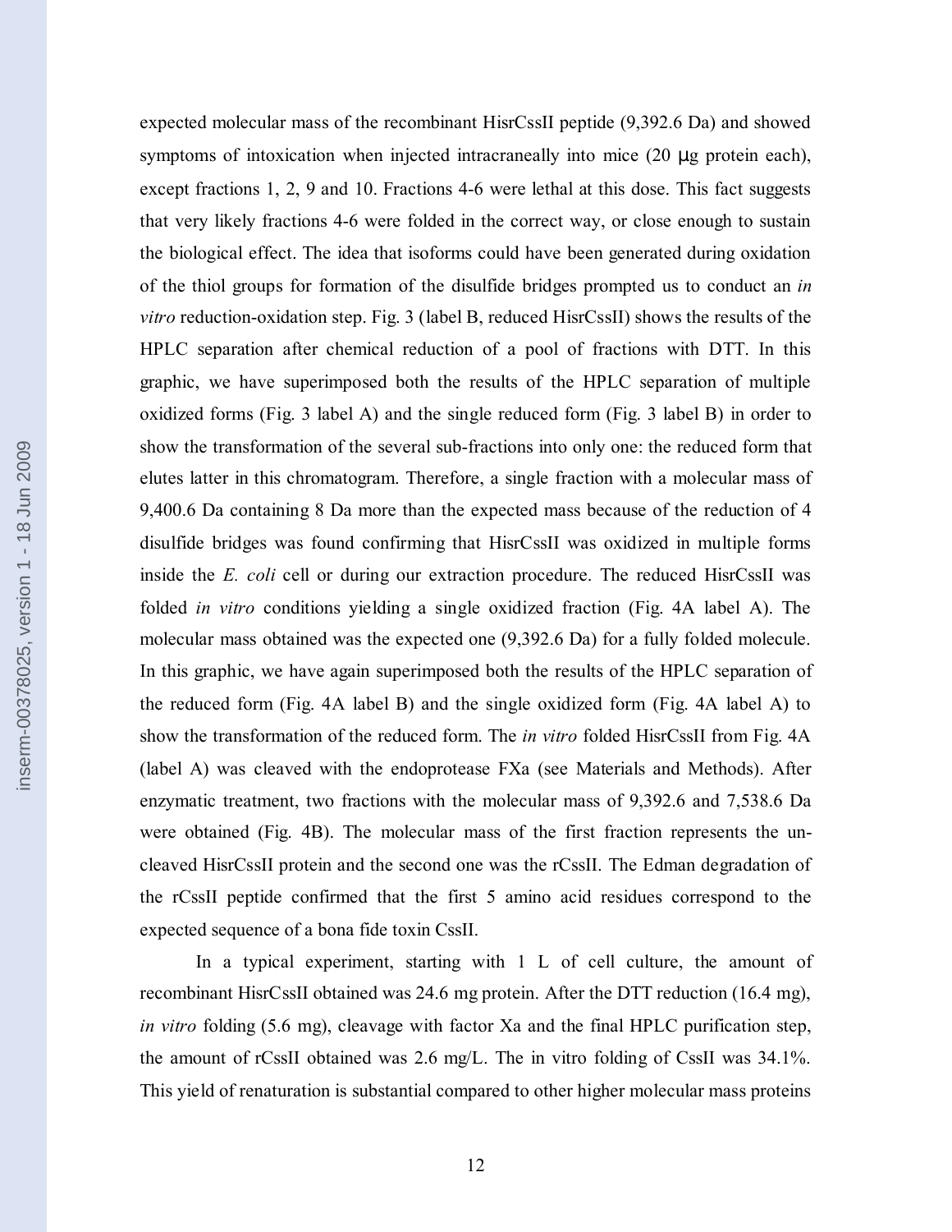expected molecular mass of the recombinant HisrCssII peptide (9,392.6 Da) and showed symptoms of intoxication when injected intracraneally into mice (20 μg protein each), except fractions 1, 2, 9 and 10. Fractions 4-6 were lethal at this dose. This fact suggests that very likely fractions 4-6 were folded in the correct way, or close enough to sustain the biological effect. The idea that isoforms could have been generated during oxidation of the thiol groups for formation of the disulfide bridges prompted us to conduct an *in vitro* reduction-oxidation step. Fig. 3 (label B, reduced HisrCssII) shows the results of the HPLC separation after chemical reduction of a pool of fractions with DTT. In this graphic, we have superimposed both the results of the HPLC separation of multiple oxidized forms (Fig. 3 label A) and the single reduced form (Fig. 3 label B) in order to show the transformation of the several sub-fractions into only one: the reduced form that elutes latter in this chromatogram. Therefore, a single fraction with a molecular mass of 9,400.6 Da containing 8 Da more than the expected mass because of the reduction of 4 disulfide bridges was found confirming that HisrCssII was oxidized in multiple forms inside the *E. coli* cell or during our extraction procedure. The reduced HisrCssII was folded *in vitro* conditions yielding a single oxidized fraction (Fig. 4A label A). The molecular mass obtained was the expected one (9,392.6 Da) for a fully folded molecule. In this graphic, we have again superimposed both the results of the HPLC separation of the reduced form (Fig. 4A label B) and the single oxidized form (Fig. 4A label A) to show the transformation of the reduced form. The *in vitro* folded HisrCssII from Fig. 4A (label A) was cleaved with the endoprotease FXa (see Materials and Methods). After enzymatic treatment, two fractions with the molecular mass of 9,392.6 and 7,538.6 Da were obtained (Fig. 4B). The molecular mass of the first fraction represents the un-cleaved HisrCssII protein and the second one was the rCssII. The Edman degradation of the rCssII peptide confirmed that the first 5 amino acid residues correspond to the expected sequence of a bona fide toxin CssII.

In a typical experiment, starting with 1 L of cell culture, the amount of recombinant HisrCssII obtained was 24.6 mg protein. After the DTT reduction (16.4 mg), *in vitro* folding (5.6 mg), cleavage with factor Xa and the final HPLC purification step, the amount of rCssII obtained was 2.6 mg/L. The in vitro folding of CssII was 34.1%. This yield of renaturation is substantial compared to other higher molecular mass proteins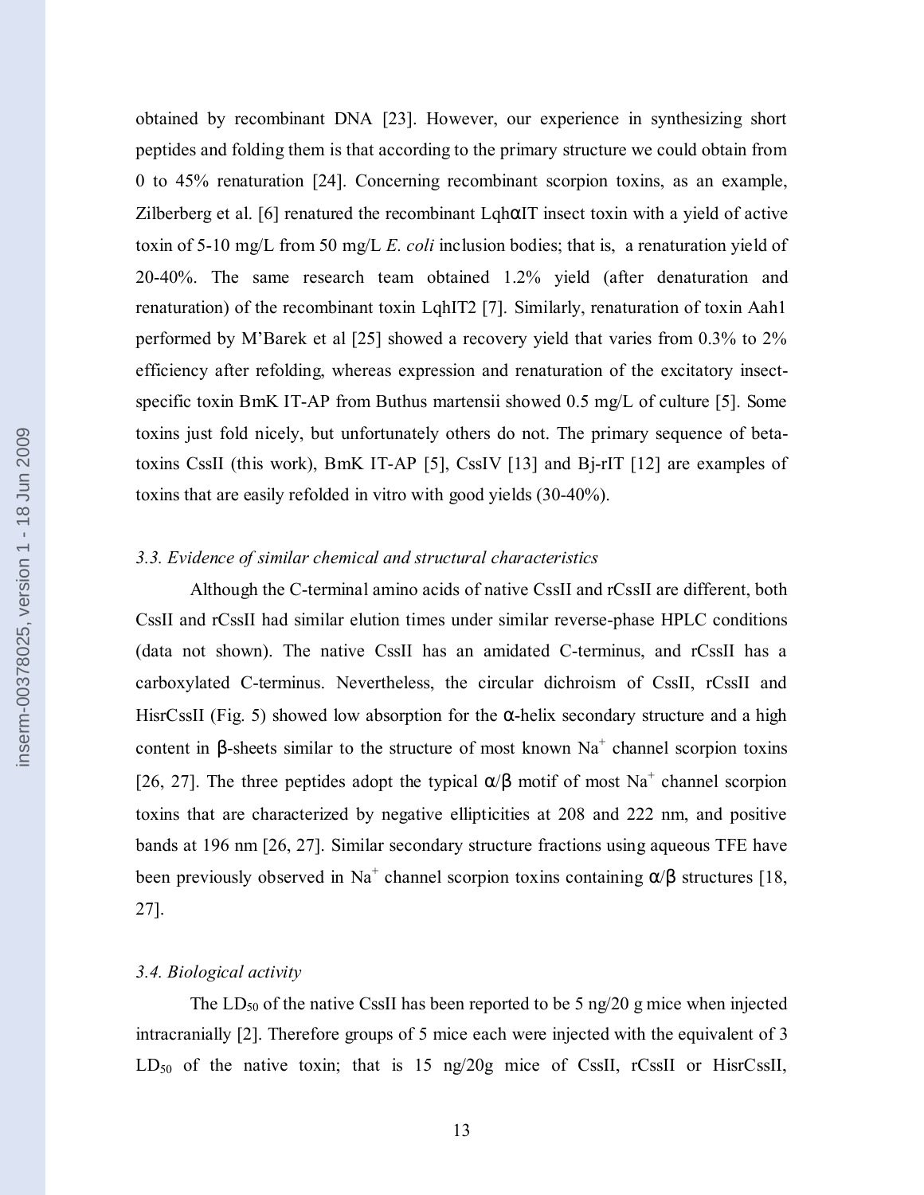obtained by recombinant DNA [23]. However, our experience in synthesizing short peptides and folding them is that according to the primary structure we could obtain from 0 to 45% renaturation [24]. Concerning recombinant scorpion toxins, as an example, Zilberberg et al. [6] renatured the recombinant LqhαIT insect toxin with a yield of active toxin of 5-10 mg/L from 50 mg/L *E. coli* inclusion bodies; that is, a renaturation yield of 20-40%. The same research team obtained 1.2% yield (after denaturation and renaturation) of the recombinant toxin LqhIT2 [7]. Similarly, renaturation of toxin Aah1 performed by M'Barek et al [25] showed a recovery yield that varies from 0.3% to 2% efficiency after refolding, whereas expression and renaturation of the excitatory insect-specific toxin BmK IT-AP from Buthus martensii showed 0.5 mg/L of culture [5]. Some toxins just fold nicely, but unfortunately others do not. The primary sequence of beta-toxins CssII (this work), BmK IT-AP [5], CssIV [13] and Bj-rIT [12] are examples of toxins that are easily refolded in vitro with good yields (30-40%).

### *3.3. Evidence of similar chemical and structural characteristics*

Although the C-terminal amino acids of native CssII and rCssII are different, both CssII and rCssII had similar elution times under similar reverse-phase HPLC conditions (data not shown). The native CssII has an amidated C-terminus, and rCssII has a carboxylated C-terminus. Nevertheless, the circular dichroism of CssII, rCssII and HisrCssII (Fig. 5) showed low absorption for the α-helix secondary structure and a high content in β-sheets similar to the structure of most known $Na^+$ channel scorpion toxins [26, 27]. The three peptides adopt the typical α/β motif of most $Na^+$ channel scorpion toxins that are characterized by negative ellipticities at 208 and 222 nm, and positive bands at 196 nm [26, 27]. Similar secondary structure fractions using aqueous TFE have been previously observed in $Na^+$ channel scorpion toxins containing α/β structures [18, 27].

### *3.4. Biological activity*

The $LD_{50}$ of the native CssII has been reported to be 5 ng/20 g mice when injected intracranially [2]. Therefore groups of 5 mice each were injected with the equivalent of 3 $LD_{50}$ of the native toxin; that is 15 ng/20g mice of CssII, rCssII or HisrCssII,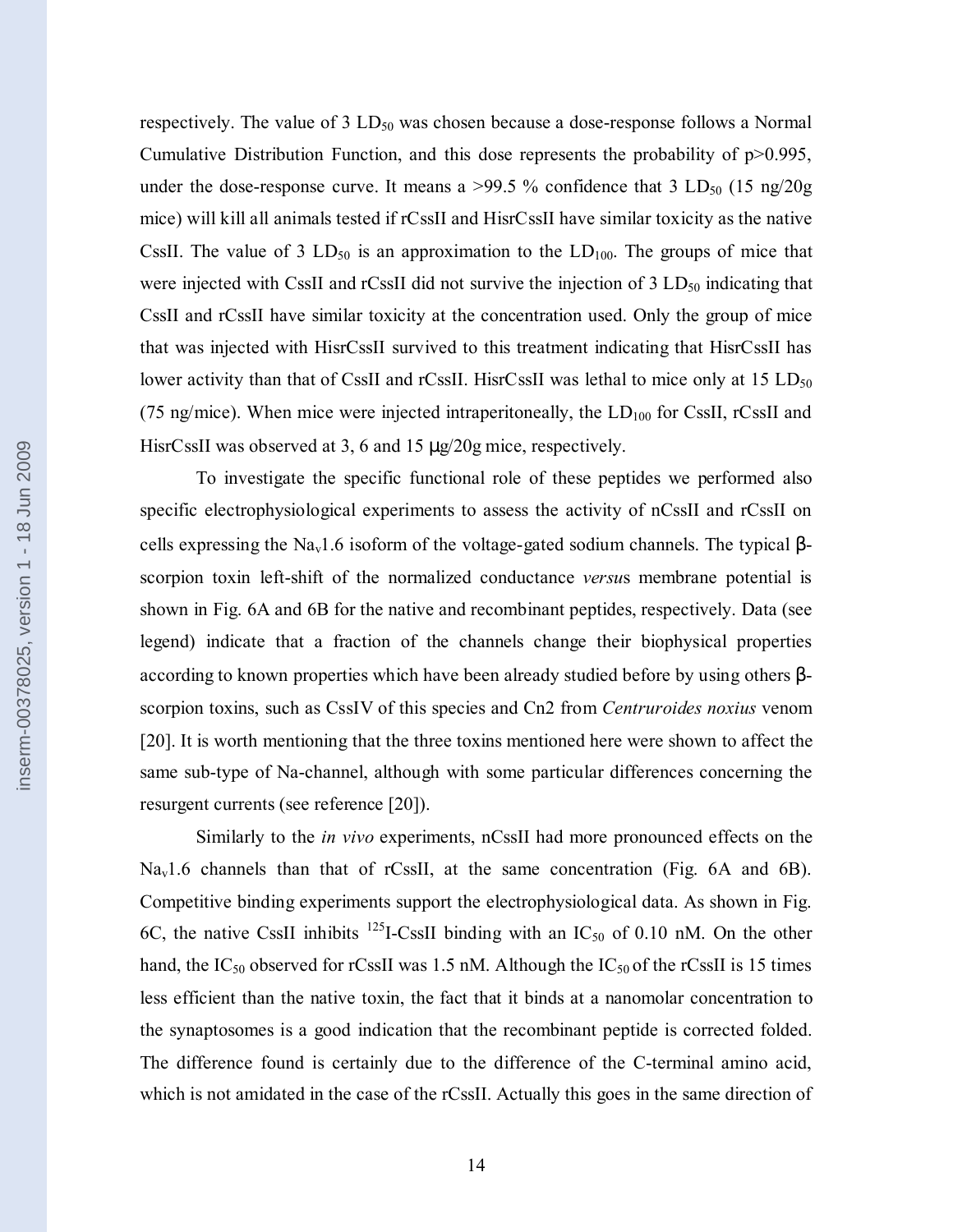respectively. The value of 3 $LD_{50}$ was chosen because a dose-response follows a Normal Cumulative Distribution Function, and this dose represents the probability of $p>0.995$, under the dose-response curve. It means a >99.5 % confidence that 3 $LD_{50}$ (15 ng/20g mice) will kill all animals tested if rCssII and HisrCssII have similar toxicity as the native CssII. The value of 3 $LD_{50}$ is an approximation to the $LD_{100}$. The groups of mice that were injected with CssII and rCssII did not survive the injection of 3 $LD_{50}$ indicating that CssII and rCssII have similar toxicity at the concentration used. Only the group of mice that was injected with HisrCssII survived to this treatment indicating that HisrCssII has lower activity than that of CssII and rCssII. HisrCssII was lethal to mice only at 15 $LD_{50}$ (75 ng/mice). When mice were injected intraperitoneally, the $LD_{100}$ for CssII, rCssII and HisrCssII was observed at 3, 6 and 15 μg/20g mice, respectively.

To investigate the specific functional role of these peptides we performed also specific electrophysiological experiments to assess the activity of nCssII and rCssII on cells expressing the $Na_v1.6$ isoform of the voltage-gated sodium channels. The typical β-scorpion toxin left-shift of the normalized conductance *versus* membrane potential is shown in Fig. 6A and 6B for the native and recombinant peptides, respectively. Data (see legend) indicate that a fraction of the channels change their biophysical properties according to known properties which have been already studied before by using others β-scorpion toxins, such as CssIV of this species and Cn2 from *Centruroides noxius* venom [20]. It is worth mentioning that the three toxins mentioned here were shown to affect the same sub-type of Na-channel, although with some particular differences concerning the resurgent currents (see reference [20]).

Similarly to the *in vivo* experiments, nCssII had more pronounced effects on the $Na_v1.6$ channels than that of rCssII, at the same concentration (Fig. 6A and 6B). Competitive binding experiments support the electrophysiological data. As shown in Fig. 6C, the native CssII inhibits $^{125}$I-CssII binding with an $IC_{50}$ of 0.10 nM. On the other hand, the $IC_{50}$ observed for rCssII was 1.5 nM. Although the $IC_{50}$ of the rCssII is 15 times less efficient than the native toxin, the fact that it binds at a nanomolar concentration to the synaptosomes is a good indication that the recombinant peptide is corrected folded. The difference found is certainly due to the difference of the C-terminal amino acid, which is not amidated in the case of the rCssII. Actually this goes in the same direction of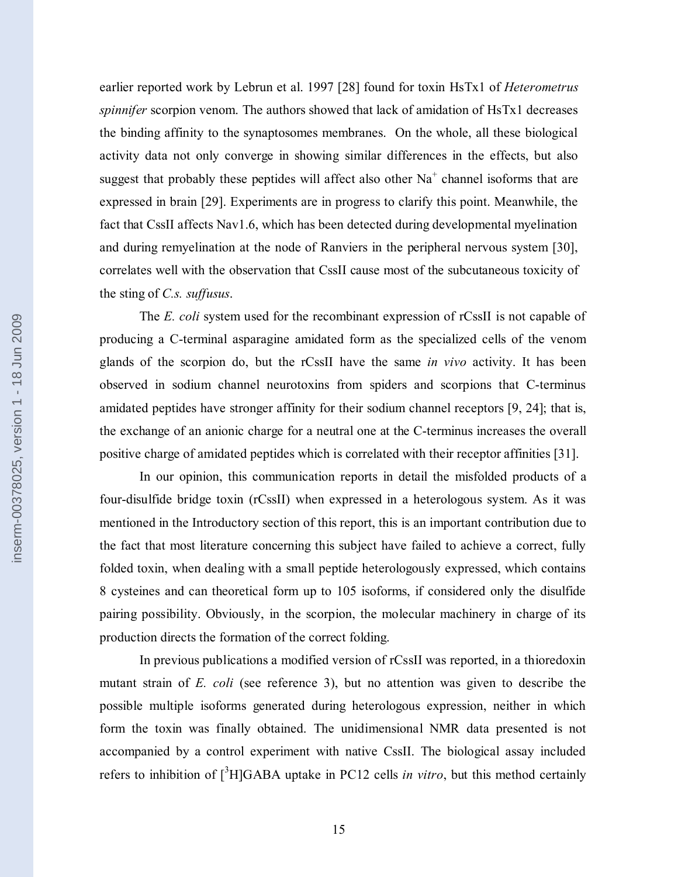earlier reported work by Lebrun et al. 1997 [28] found for toxin HsTx1 of *Heterometrus spinnifer* scorpion venom. The authors showed that lack of amidation of HsTx1 decreases the binding affinity to the synaptosomes membranes. On the whole, all these biological activity data not only converge in showing similar differences in the effects, but also suggest that probably these peptides will affect also other $Na^+$ channel isoforms that are expressed in brain [29]. Experiments are in progress to clarify this point. Meanwhile, the fact that CssII affects Nav1.6, which has been detected during developmental myelination and during remyelination at the node of Ranviers in the peripheral nervous system [30], correlates well with the observation that CssII cause most of the subcutaneous toxicity of the sting of *C.s. suffusus*.

The *E. coli* system used for the recombinant expression of rCssII is not capable of producing a C-terminal asparagine amidated form as the specialized cells of the venom glands of the scorpion do, but the rCssII have the same *in vivo* activity. It has been observed in sodium channel neurotoxins from spiders and scorpions that C-terminus amidated peptides have stronger affinity for their sodium channel receptors [9, 24]; that is, the exchange of an anionic charge for a neutral one at the C-terminus increases the overall positive charge of amidated peptides which is correlated with their receptor affinities [31].

In our opinion, this communication reports in detail the misfolded products of a four-disulfide bridge toxin (rCssII) when expressed in a heterologous system. As it was mentioned in the Introductory section of this report, this is an important contribution due to the fact that most literature concerning this subject have failed to achieve a correct, fully folded toxin, when dealing with a small peptide heterologously expressed, which contains 8 cysteines and can theoretical form up to 105 isoforms, if considered only the disulfide pairing possibility. Obviously, in the scorpion, the molecular machinery in charge of its production directs the formation of the correct folding.

In previous publications a modified version of rCssII was reported, in a thioredoxin mutant strain of *E. coli* (see reference 3), but no attention was given to describe the possible multiple isoforms generated during heterologous expression, neither in which form the toxin was finally obtained. The unidimensional NMR data presented is not accompanied by a control experiment with native CssII. The biological assay included refers to inhibition of [$^3$H]GABA uptake in PC12 cells *in vitro*, but this method certainly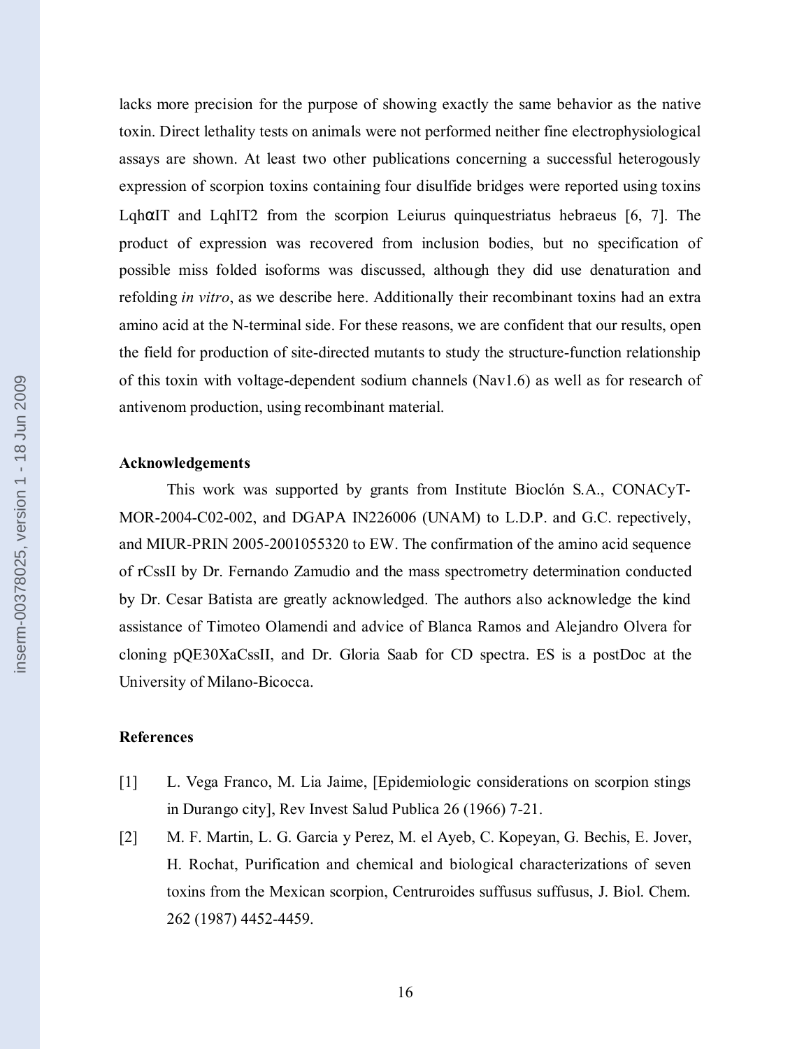lacks more precision for the purpose of showing exactly the same behavior as the native toxin. Direct lethality tests on animals were not performed neither fine electrophysiological assays are shown. At least two other publications concerning a successful heterogously expression of scorpion toxins containing four disulfide bridges were reported using toxins LqhαIT and LqhIT2 from the scorpion Leiurus quinquestriatus hebraeus [6, 7]. The product of expression was recovered from inclusion bodies, but no specification of possible miss folded isoforms was discussed, although they did use denaturation and refolding *in vitro*, as we describe here. Additionally their recombinant toxins had an extra amino acid at the N-terminal side. For these reasons, we are confident that our results, open the field for production of site-directed mutants to study the structure-function relationship of this toxin with voltage-dependent sodium channels (Nav1.6) as well as for research of antivenom production, using recombinant material.

**Acknowledgements**

This work was supported by grants from Institute Bioclón S.A., CONACyT-MOR-2004-C02-002, and DGAPA IN226006 (UNAM) to L.D.P. and G.C. repectively, and MIUR-PRIN 2005-2001055320 to EW. The confirmation of the amino acid sequence of rCssII by Dr. Fernando Zamudio and the mass spectrometry determination conducted by Dr. Cesar Batista are greatly acknowledged. The authors also acknowledge the kind assistance of Timoteo Olamendi and advice of Blanca Ramos and Alejandro Olvera for cloning pQE30XaCssII, and Dr. Gloria Saab for CD spectra. ES is a postDoc at the University of Milano-Bicocca.

**References**

[1] L. Vega Franco, M. Lia Jaime, [Epidemiologic considerations on scorpion stings in Durango city], Rev Invest Salud Publica 26 (1966) 7-21.

[2] M. F. Martin, L. G. Garcia y Perez, M. el Ayeb, C. Kopeyan, G. Bechis, E. Jover, H. Rochat, Purification and chemical and biological characterizations of seven toxins from the Mexican scorpion, Centruroides suffusus suffusus, J. Biol. Chem. 262 (1987) 4452-4459.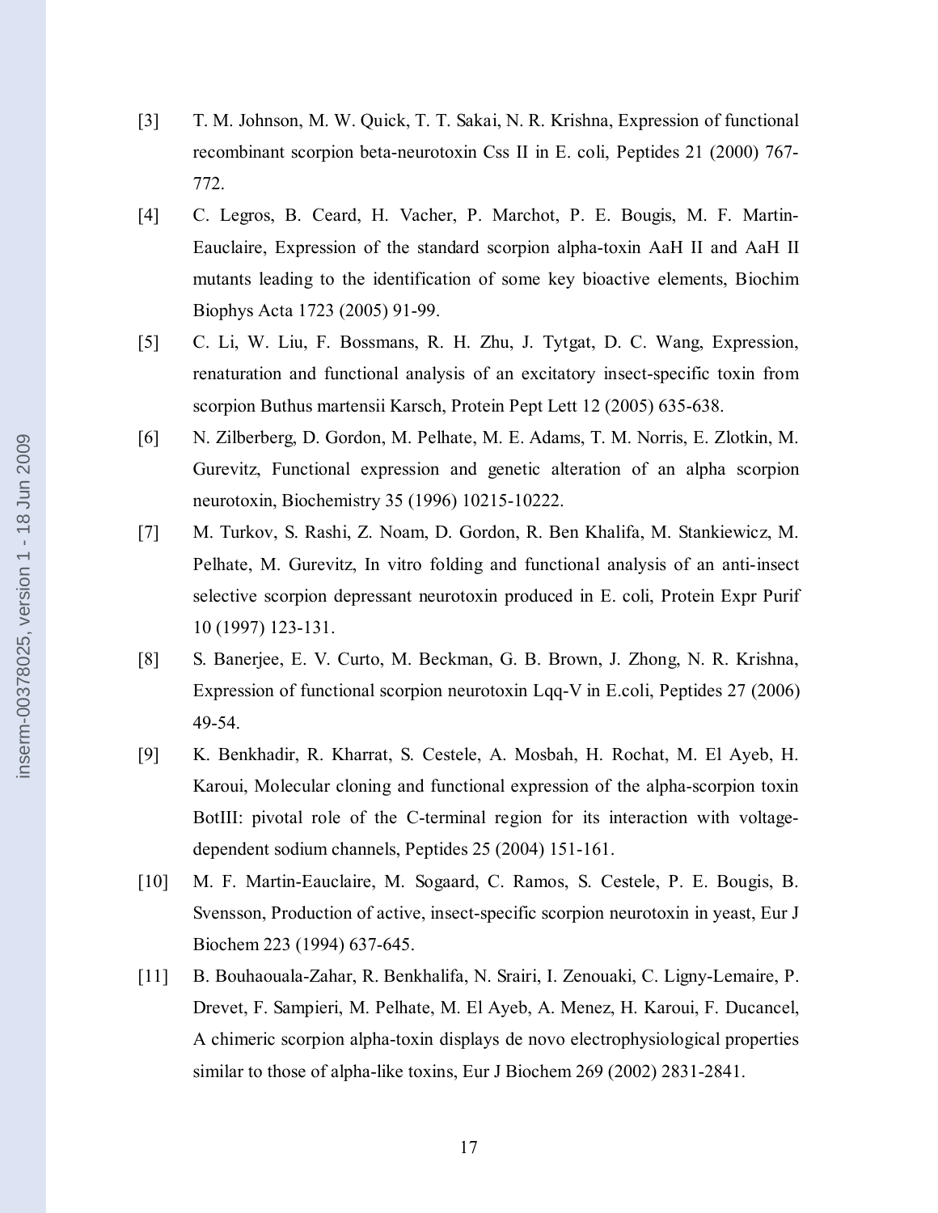[3] T. M. Johnson, M. W. Quick, T. T. Sakai, N. R. Krishna, Expression of functional recombinant scorpion beta-neurotoxin Css II in E. coli, Peptides 21 (2000) 767-772.

[4] C. Legros, B. Ceard, H. Vacher, P. Marchot, P. E. Bougis, M. F. Martin-Eauclaire, Expression of the standard scorpion alpha-toxin AaH II and AaH II mutants leading to the identification of some key bioactive elements, Biochim Biophys Acta 1723 (2005) 91-99.

[5] C. Li, W. Liu, F. Bossmans, R. H. Zhu, J. Tytgat, D. C. Wang, Expression, renaturation and functional analysis of an excitatory insect-specific toxin from scorpion Buthus martensii Karsch, Protein Pept Lett 12 (2005) 635-638.

[6] N. Zilberberg, D. Gordon, M. Pelhate, M. E. Adams, T. M. Norris, E. Zlotkin, M. Gurevitz, Functional expression and genetic alteration of an alpha scorpion neurotoxin, Biochemistry 35 (1996) 10215-10222.

[7] M. Turkov, S. Rashi, Z. Noam, D. Gordon, R. Ben Khalifa, M. Stankiewicz, M. Pelhate, M. Gurevitz, In vitro folding and functional analysis of an anti-insect selective scorpion depressant neurotoxin produced in E. coli, Protein Expr Purif 10 (1997) 123-131.

[8] S. Banerjee, E. V. Curto, M. Beckman, G. B. Brown, J. Zhong, N. R. Krishna, Expression of functional scorpion neurotoxin Lqq-V in E.coli, Peptides 27 (2006) 49-54.

[9] K. Benkhadir, R. Kharrat, S. Cestele, A. Mosbah, H. Rochat, M. El Ayeb, H. Karoui, Molecular cloning and functional expression of the alpha-scorpion toxin BotIII: pivotal role of the C-terminal region for its interaction with voltage-dependent sodium channels, Peptides 25 (2004) 151-161.

[10] M. F. Martin-Eauclaire, M. Sogaard, C. Ramos, S. Cestele, P. E. Bougis, B. Svensson, Production of active, insect-specific scorpion neurotoxin in yeast, Eur J Biochem 223 (1994) 637-645.

[11] B. Bouhaouala-Zahar, R. Benkhalifa, N. Srairi, I. Zenouaki, C. Ligny-Lemaire, P. Drevet, F. Sampieri, M. Pelhate, M. El Ayeb, A. Menez, H. Karoui, F. Ducancel, A chimeric scorpion alpha-toxin displays de novo electrophysiological properties similar to those of alpha-like toxins, Eur J Biochem 269 (2002) 2831-2841.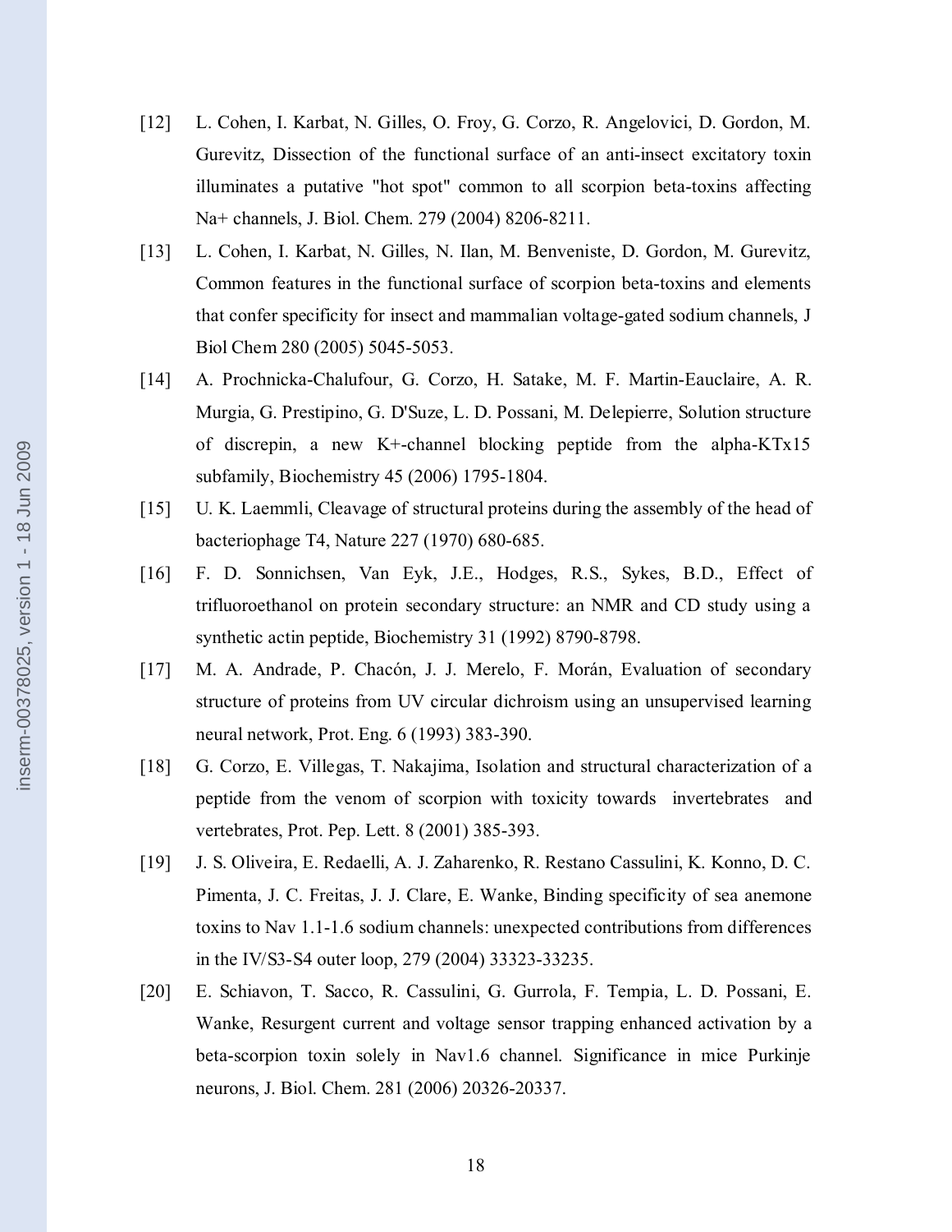[12] L. Cohen, I. Karbat, N. Gilles, O. Froy, G. Corzo, R. Angelovici, D. Gordon, M. Gurevitz, Dissection of the functional surface of an anti-insect excitatory toxin illuminates a putative "hot spot" common to all scorpion beta-toxins affecting Na+ channels, J. Biol. Chem. 279 (2004) 8206-8211.

[13] L. Cohen, I. Karbat, N. Gilles, N. Ilan, M. Benveniste, D. Gordon, M. Gurevitz, Common features in the functional surface of scorpion beta-toxins and elements that confer specificity for insect and mammalian voltage-gated sodium channels, J Biol Chem 280 (2005) 5045-5053.

[14] A. Prochnicka-Chalufour, G. Corzo, H. Satake, M. F. Martin-Eauclaire, A. R. Murgia, G. Prestipino, G. D'Suze, L. D. Possani, M. Delepierre, Solution structure of discrepin, a new K+-channel blocking peptide from the alpha-KTx15 subfamily, Biochemistry 45 (2006) 1795-1804.

[15] U. K. Laemmli, Cleavage of structural proteins during the assembly of the head of bacteriophage T4, Nature 227 (1970) 680-685.

[16] F. D. Sonnichsen, Van Eyk, J.E., Hodges, R.S., Sykes, B.D., Effect of trifluoroethanol on protein secondary structure: an NMR and CD study using a synthetic actin peptide, Biochemistry 31 (1992) 8790-8798.

[17] M. A. Andrade, P. Chacón, J. J. Merelo, F. Morán, Evaluation of secondary structure of proteins from UV circular dichroism using an unsupervised learning neural network, Prot. Eng. 6 (1993) 383-390.

[18] G. Corzo, E. Villegas, T. Nakajima, Isolation and structural characterization of a peptide from the venom of scorpion with toxicity towards invertebrates and vertebrates, Prot. Pep. Lett. 8 (2001) 385-393.

[19] J. S. Oliveira, E. Redaelli, A. J. Zaharenko, R. Restano Cassulini, K. Konno, D. C. Pimenta, J. C. Freitas, J. J. Clare, E. Wanke, Binding specificity of sea anemone toxins to Nav 1.1-1.6 sodium channels: unexpected contributions from differences in the IV/S3-S4 outer loop, 279 (2004) 33323-33235.

[20] E. Schiavon, T. Sacco, R. Cassulini, G. Gurrola, F. Tempia, L. D. Possani, E. Wanke, Resurgent current and voltage sensor trapping enhanced activation by a beta-scorpion toxin solely in Nav1.6 channel. Significance in mice Purkinje neurons, J. Biol. Chem. 281 (2006) 20326-20337.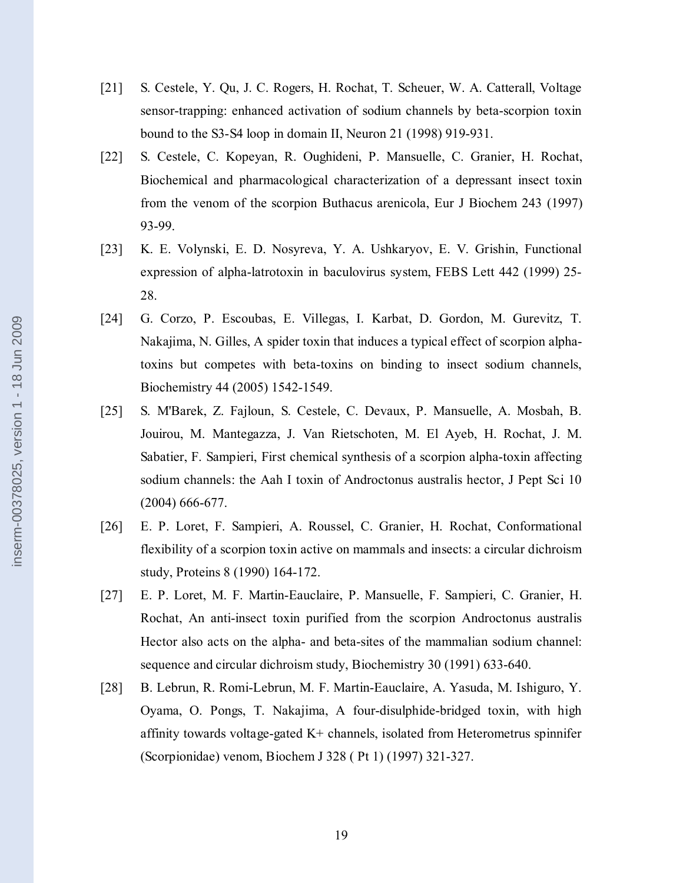[21] S. Cestele, Y. Qu, J. C. Rogers, H. Rochat, T. Scheuer, W. A. Catterall, Voltage sensor-trapping: enhanced activation of sodium channels by beta-scorpion toxin bound to the S3-S4 loop in domain II, Neuron 21 (1998) 919-931.

[22] S. Cestele, C. Kopeyan, R. Oughideni, P. Mansuelle, C. Granier, H. Rochat, Biochemical and pharmacological characterization of a depressant insect toxin from the venom of the scorpion Buthacus arenicola, Eur J Biochem 243 (1997) 93-99.

[23] K. E. Volynski, E. D. Nosyreva, Y. A. Ushkaryov, E. V. Grishin, Functional expression of alpha-latrotoxin in baculovirus system, FEBS Lett 442 (1999) 25-28.

[24] G. Corzo, P. Escoubas, E. Villegas, I. Karbat, D. Gordon, M. Gurevitz, T. Nakajima, N. Gilles, A spider toxin that induces a typical effect of scorpion alpha-toxins but competes with beta-toxins on binding to insect sodium channels, Biochemistry 44 (2005) 1542-1549.

[25] S. M'Barek, Z. Fajloun, S. Cestele, C. Devaux, P. Mansuelle, A. Mosbah, B. Jouirou, M. Mantegazza, J. Van Rietschoten, M. El Ayeb, H. Rochat, J. M. Sabatier, F. Sampieri, First chemical synthesis of a scorpion alpha-toxin affecting sodium channels: the Aah I toxin of Androctonus australis hector, J Pept Sci 10 (2004) 666-677.

[26] E. P. Loret, F. Sampieri, A. Roussel, C. Granier, H. Rochat, Conformational flexibility of a scorpion toxin active on mammals and insects: a circular dichroism study, Proteins 8 (1990) 164-172.

[27] E. P. Loret, M. F. Martin-Eauclaire, P. Mansuelle, F. Sampieri, C. Granier, H. Rochat, An anti-insect toxin purified from the scorpion Androctonus australis Hector also acts on the alpha- and beta-sites of the mammalian sodium channel: sequence and circular dichroism study, Biochemistry 30 (1991) 633-640.

[28] B. Lebrun, R. Romi-Lebrun, M. F. Martin-Eauclaire, A. Yasuda, M. Ishiguro, Y. Oyama, O. Pongs, T. Nakajima, A four-disulphide-bridged toxin, with high affinity towards voltage-gated K+ channels, isolated from Heterometrus spinnifer (Scorpionidae) venom, Biochem J 328 ( Pt 1) (1997) 321-327.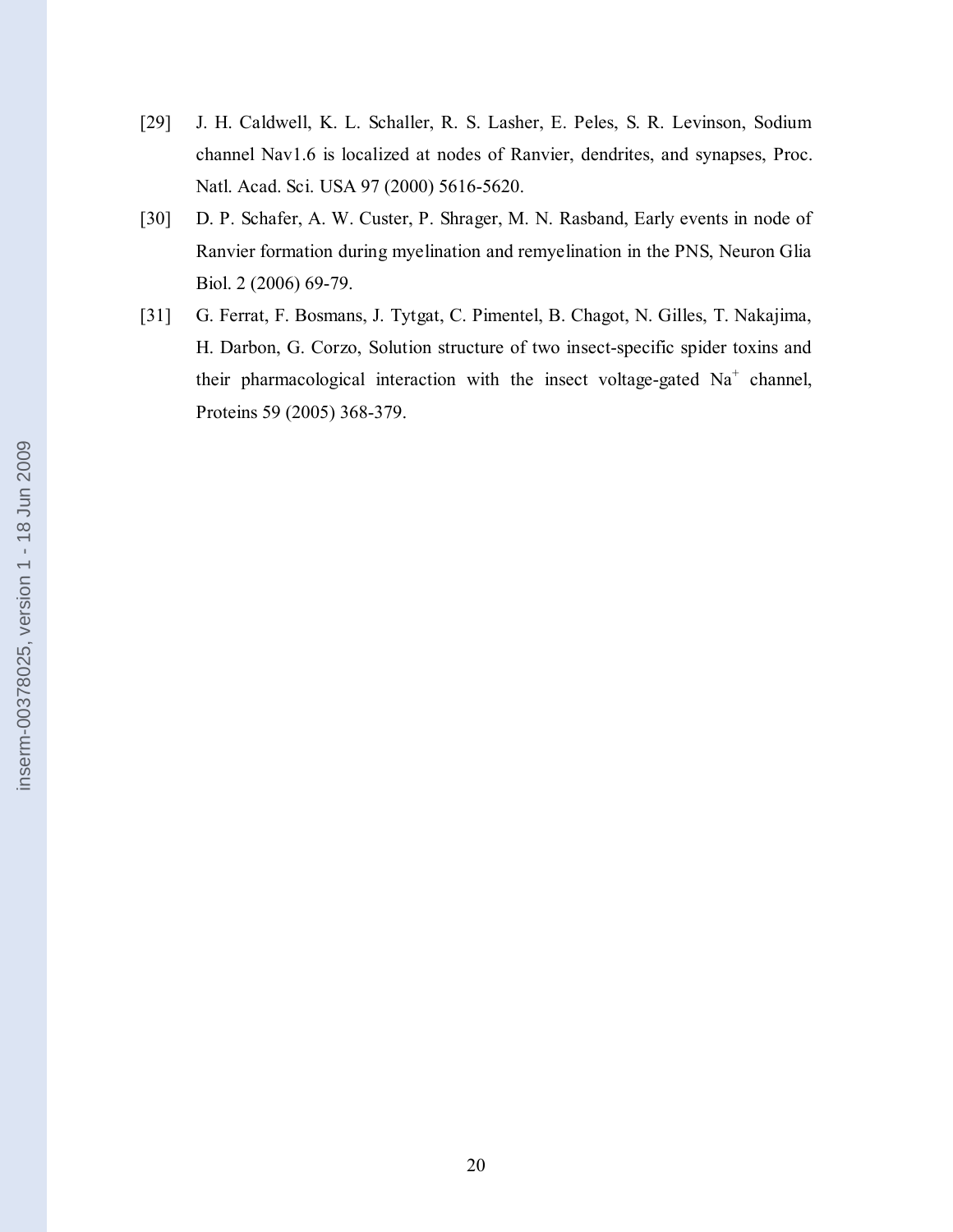[29] J. H. Caldwell, K. L. Schaller, R. S. Lasher, E. Peles, S. R. Levinson, Sodium channel Nav1.6 is localized at nodes of Ranvier, dendrites, and synapses, Proc. Natl. Acad. Sci. USA 97 (2000) 5616-5620.

[30] D. P. Schafer, A. W. Custer, P. Shrager, M. N. Rasband, Early events in node of Ranvier formation during myelination and remyelination in the PNS, Neuron Glia Biol. 2 (2006) 69-79.

[31] G. Ferrat, F. Bosmans, J. Tytgat, C. Pimentel, B. Chagot, N. Gilles, T. Nakajima, H. Darbon, G. Corzo, Solution structure of two insect-specific spider toxins and their pharmacological interaction with the insect voltage-gated $Na^+$ channel, Proteins 59 (2005) 368-379.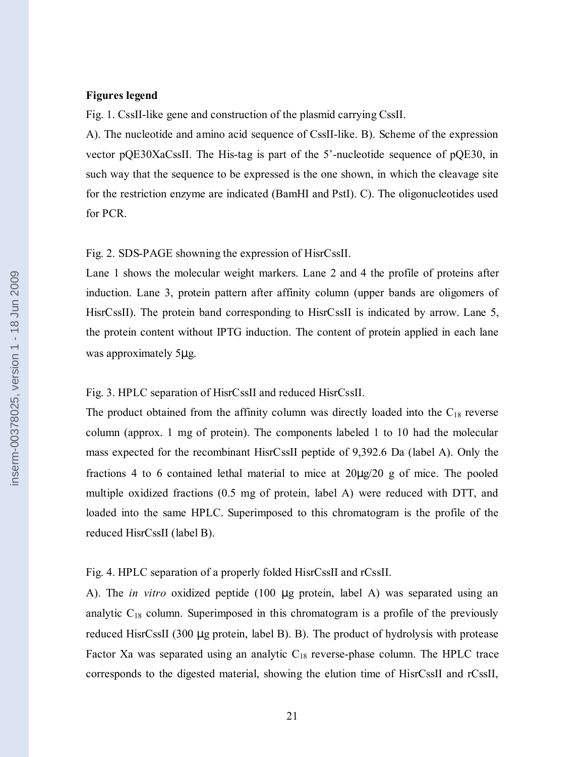**Figures legend**

Fig. 1. CssII-like gene and construction of the plasmid carrying CssII.

A). The nucleotide and amino acid sequence of CssII-like. B). Scheme of the expression vector pQE30XaCssII. The His-tag is part of the 5'-nucleotide sequence of pQE30, in such way that the sequence to be expressed is the one shown, in which the cleavage site for the restriction enzyme are indicated (BamHI and PstI). C). The oligonucleotides used for PCR.

Fig. 2. SDS-PAGE showning the expression of HisrCssII.

Lane 1 shows the molecular weight markers. Lane 2 and 4 the profile of proteins after induction. Lane 3, protein pattern after affinity column (upper bands are oligomers of HisrCssII). The protein band corresponding to HisrCssII is indicated by arrow. Lane 5, the protein content without IPTG induction. The content of protein applied in each lane was approximately 5μg.

Fig. 3. HPLC separation of HisrCssII and reduced HisrCssII.

The product obtained from the affinity column was directly loaded into the $C_{18}$ reverse column (approx. 1 mg of protein). The components labeled 1 to 10 had the molecular mass expected for the recombinant HisrCssII peptide of 9,392.6 Da (label A). Only the fractions 4 to 6 contained lethal material to mice at 20μg/20 g of mice. The pooled multiple oxidized fractions (0.5 mg of protein, label A) were reduced with DTT, and loaded into the same HPLC. Superimposed to this chromatogram is the profile of the reduced HisrCssII (label B).

Fig. 4. HPLC separation of a properly folded HisrCssII and rCssII.

A). The *in vitro* oxidized peptide (100 μg protein, label A) was separated using an analytic $C_{18}$ column. Superimposed in this chromatogram is a profile of the previously reduced HisrCssII (300 μg protein, label B). B). The product of hydrolysis with protease Factor Xa was separated using an analytic $C_{18}$ reverse-phase column. The HPLC trace corresponds to the digested material, showing the elution time of HisrCssII and rCssII,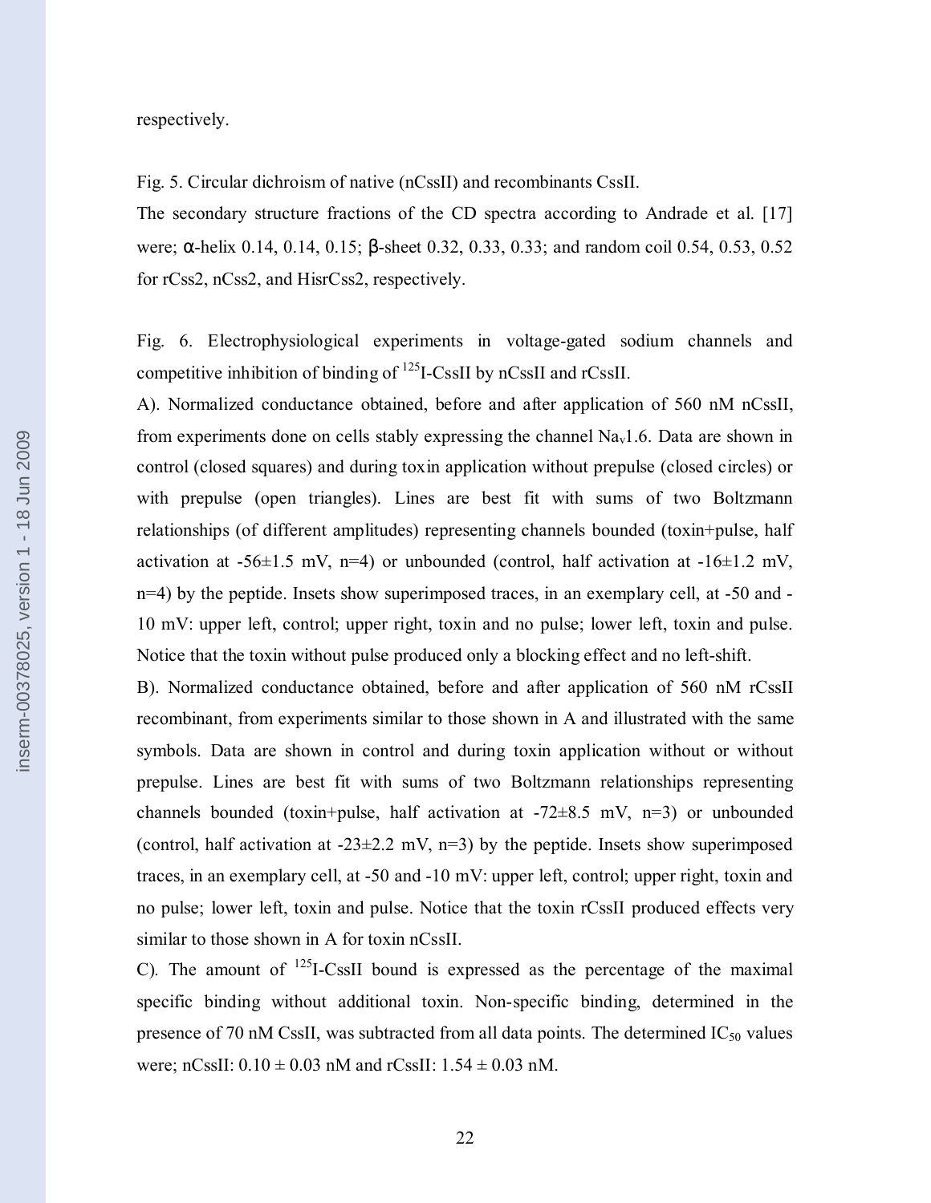respectively.

Fig. 5. Circular dichroism of native (nCssII) and recombinants CssII.

The secondary structure fractions of the CD spectra according to Andrade et al. [17] were; α-helix 0.14, 0.14, 0.15; β-sheet 0.32, 0.33, 0.33; and random coil 0.54, 0.53, 0.52 for rCss2, nCss2, and HisrCss2, respectively.

Fig. 6. Electrophysiological experiments in voltage-gated sodium channels and competitive inhibition of binding of $^{125}$I-CssII by nCssII and rCssII.

A). Normalized conductance obtained, before and after application of 560 nM nCssII, from experiments done on cells stably expressing the channel $Na_v1.6$. Data are shown in control (closed squares) and during toxin application without prepulse (closed circles) or with prepulse (open triangles). Lines are best fit with sums of two Boltzmann relationships (of different amplitudes) representing channels bounded (toxin+pulse, half activation at -56±1.5 mV, n=4) or unbounded (control, half activation at -16±1.2 mV, n=4) by the peptide. Insets show superimposed traces, in an exemplary cell, at -50 and -10 mV: upper left, control; upper right, toxin and no pulse; lower left, toxin and pulse. Notice that the toxin without pulse produced only a blocking effect and no left-shift.

B). Normalized conductance obtained, before and after application of 560 nM rCssII recombinant, from experiments similar to those shown in A and illustrated with the same symbols. Data are shown in control and during toxin application without or without prepulse. Lines are best fit with sums of two Boltzmann relationships representing channels bounded (toxin+pulse, half activation at -72±8.5 mV, n=3) or unbounded (control, half activation at -23±2.2 mV, n=3) by the peptide. Insets show superimposed traces, in an exemplary cell, at -50 and -10 mV: upper left, control; upper right, toxin and no pulse; lower left, toxin and pulse. Notice that the toxin rCssII produced effects very similar to those shown in A for toxin nCssII.

C). The amount of $^{125}$I-CssII bound is expressed as the percentage of the maximal specific binding without additional toxin. Non-specific binding, determined in the presence of 70 nM CssII, was subtracted from all data points. The determined $IC_{50}$ values were; nCssII: 0.10 ± 0.03 nM and rCssII: 1.54 ± 0.03 nM.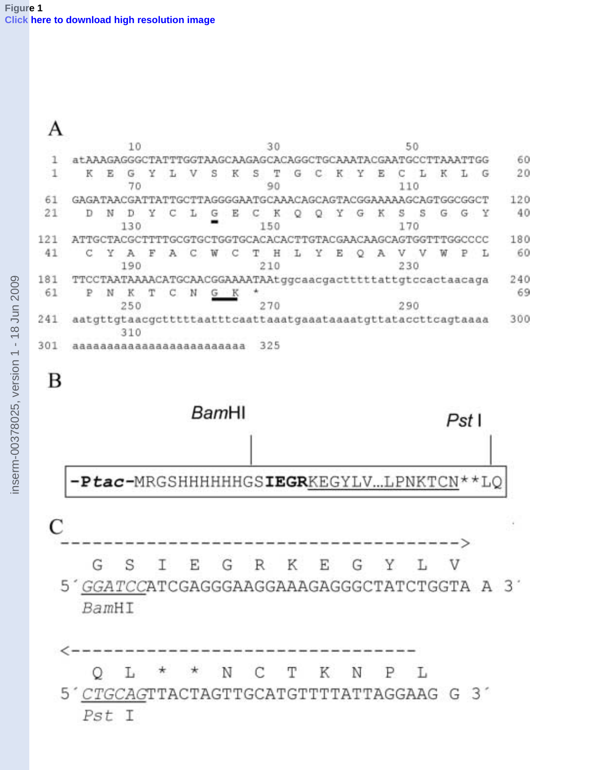Figure 1

Click here to download high resolution image

A

```
              10                            30                            50
1    atAAAGAGGGCTATTTGGTAAGCAAGAGCACAGGCTGCAAATACGAATGCCTTAAATTGG    60
1      K  E  G  Y  L  V  S  K  S  T  G  C  K  Y  E  C  L  K  L  G    20
              70                            90                           110
61   GAGATAACGATTATTGCTTAGGGGAATGCAAACAGCAGTACGGAAAAAGCAGTGGCGGCT   120
21     D  N  D  Y  C  L  G  E  C  K  Q  Q  Y  G  K  S  S  G  G  Y    40
             130                           150                           170
121  ATTGCTACGCTTTTGCGTGCTGGTGCACACACTTGTACGAACAAGCAGTGGTTTGGCCCC   180
41     C  Y  A  F  A  C  W  C  T  H  L  Y  E  Q  A  V  V  W  P  L    60
             190                           210                           230
181  TTCCTAATAAAACATGCAACGGAAAATAAtggcaacgactttttattgtccactaacaga   240
61     P  N  K  T  C  N  G  K  *                                      69
             250                           270                           290
241  aatgttgtaacgcttttaatttcaattaaatgaaataaaatgttataccttcagtaaaa   300
             310
301  aaaaaaaaaaaaaaaaaaaaaaaaa   325
```

B

BamHI — Pst I

-Ptac-MRGSHHHHHHGS**IEGR**KEGYLV...LPNKTCN**LQ

C

```
---------------------------------------->
   G  S  I  E  G  R  K  E  G  Y  L  V
5´ GGATCCATCGAGGGAAGGAAAGAGGGCTATCTGGTA A 3´
   BamHI

<-----------------------------------
   Q  L  *  *  N  C  T  K  N  P  L
5´ CTGCAGTTACTAGTTGCATGTTTTATTAGGAAG G 3´
   Pst I
```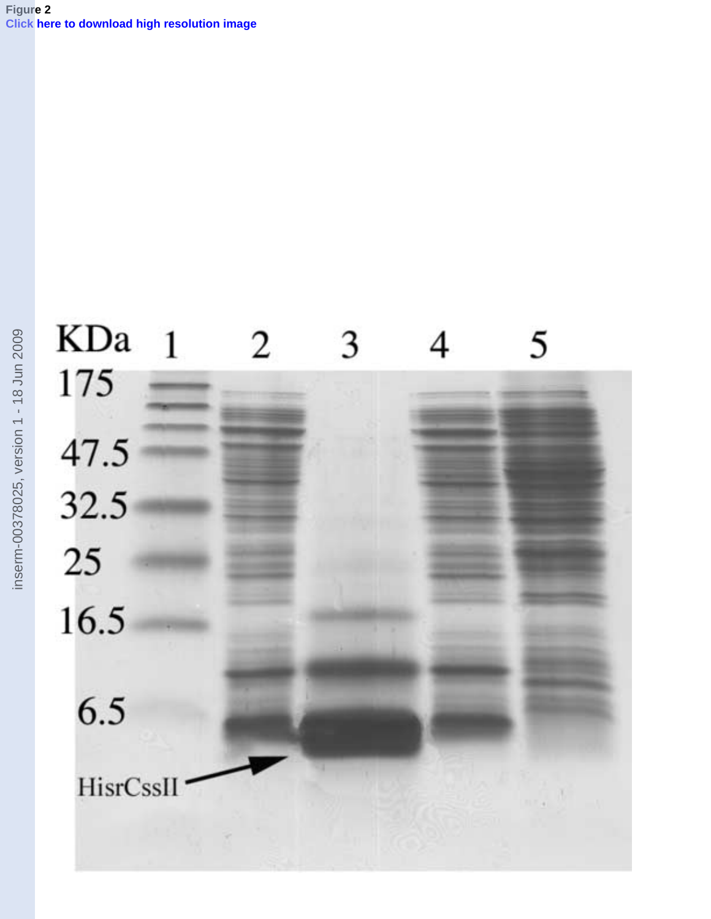Figure 2

Click here to download high resolution image

KDa 1 2 3 4 5

175

47.5

32.5

25

16.5

6.5

HisrCssII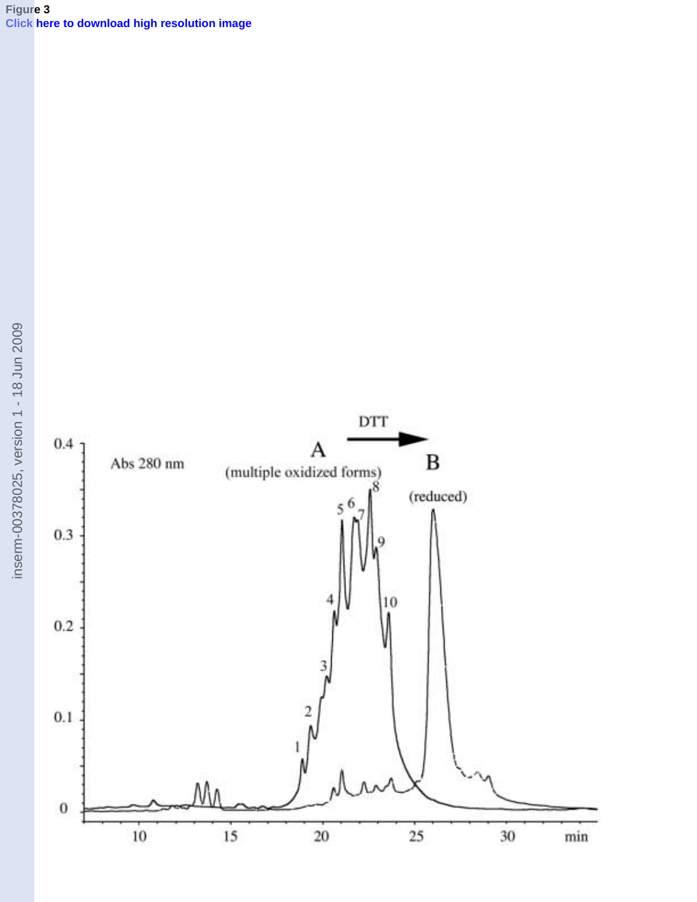Figure 3

Click here to download high resolution image

DTT

A

(multiple oxidized forms)

B

(reduced)

Abs 280 nm

0.4

0.3

0.2

0.1

0

10

15

20

25

30

min

1

2

3

4

5

6

7

8

9

10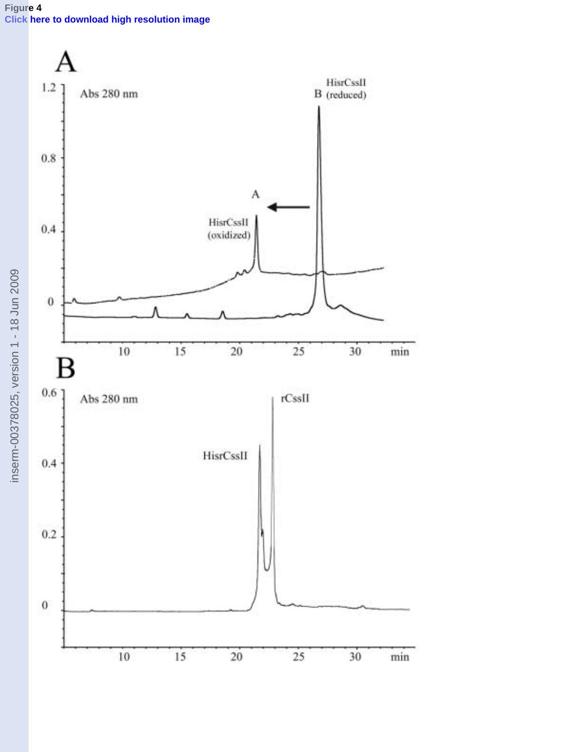Figure 4

Click here to download high resolution image

A

Abs 280 nm

1.2

0.8

0.4

0

HisrCssII
B (reduced)

A

HisrCssII
(oxidized)

10
15
20
25
30
min

B

Abs 280 nm

0.6

0.4

0.2

0

rCssII

HisrCssII

10
15
20
25
30
min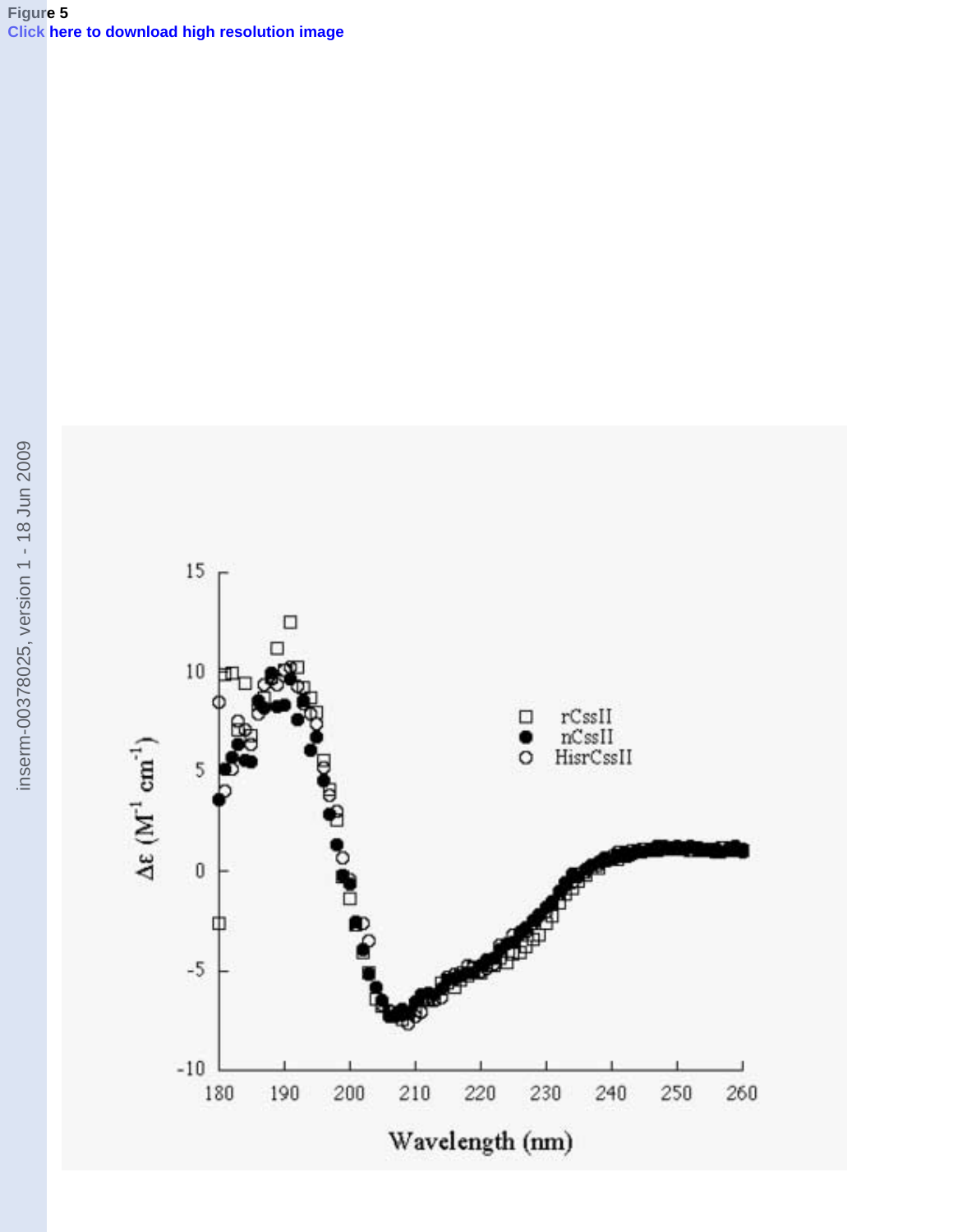Figure 5
Click here to download high resolution image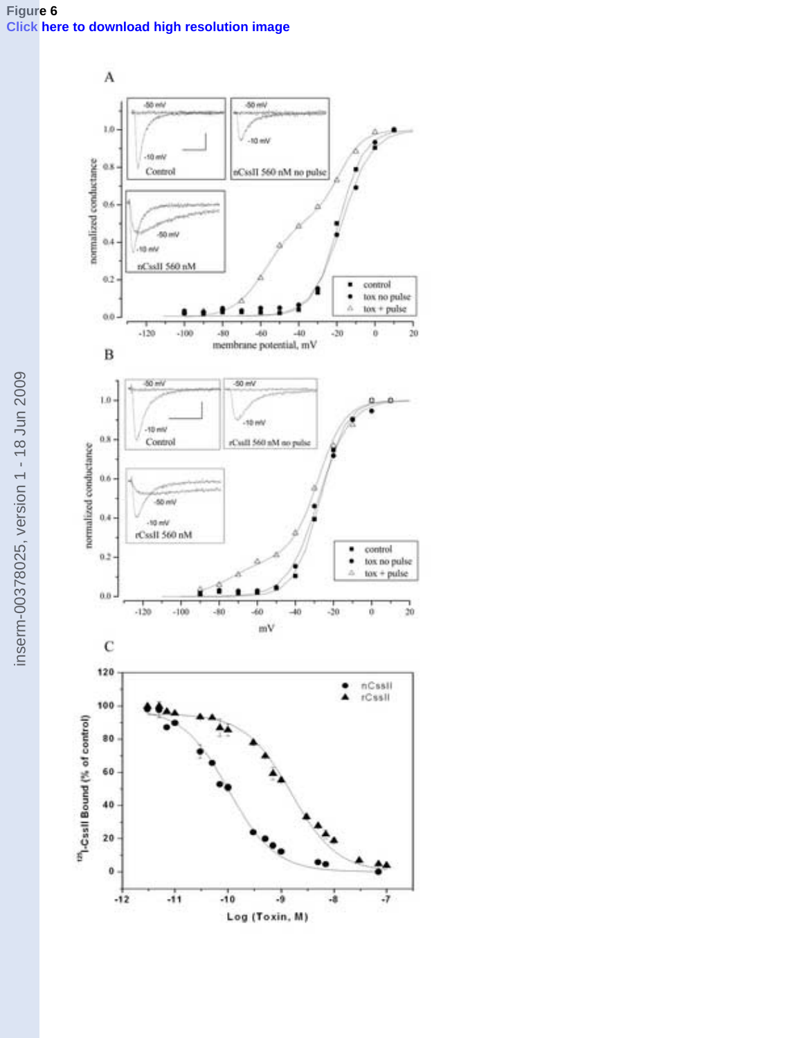Figure 6

Click here to download high resolution image

A

-50 mV

-10 mV

Control

-50 mV

-10 mV

nCssII 560 nM no pulse

-50 mV

-10 mV

nCssII 560 nM

normalized conductance

1.0

0.8

0.6

0.4

0.2

0.0

-120 -100 -80 -60 -40 -20 0 20

membrane potential, mV

control

tox no pulse

tox + pulse

B

-50 mV

-10 mV

Control

-50 mV

-10 mV

rCssII 560 nM no pulse

-50 mV

-10 mV

rCssII 560 nM

normalized conductance

1.0

0.8

0.6

0.4

0.2

0.0

-120 -100 -80 -60 -40 -20 0 20

mV

control

tox no pulse

tox + pulse

C

$^{125}$I-CssII Bound (% of control)

120

100

80

60

40

20

0

-12 -11 -10 -9 -8 -7

Log (Toxin, M)

nCssII

rCssII